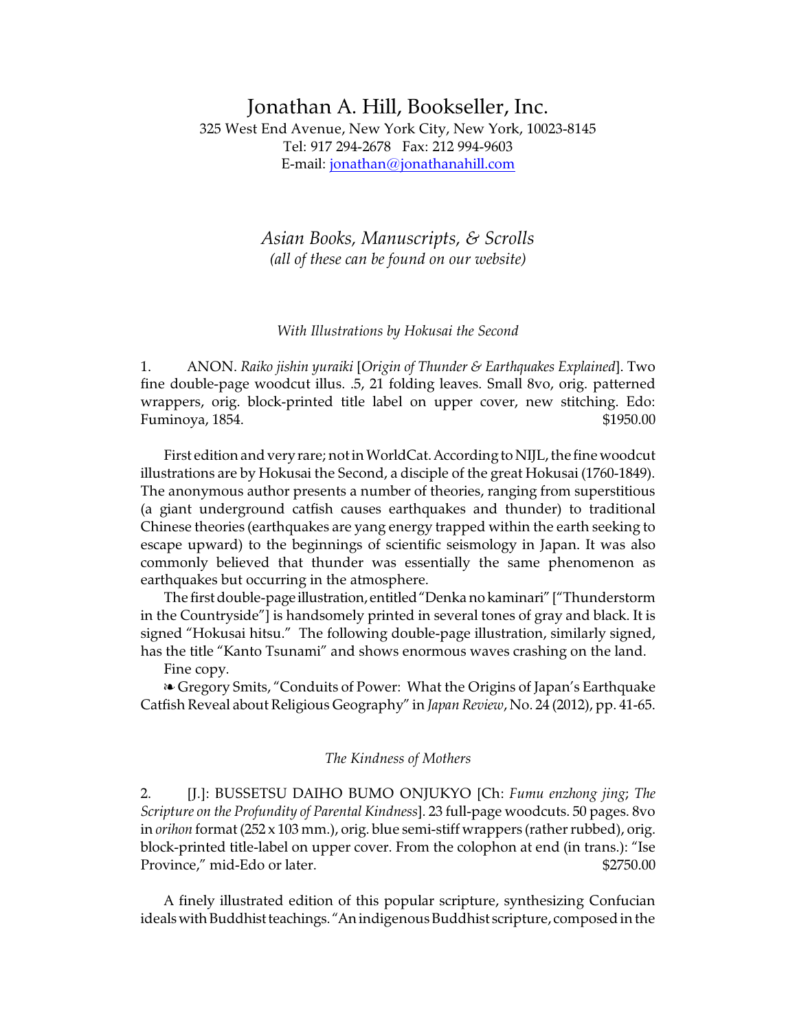# Jonathan A. Hill, Bookseller, Inc.

325 West End Avenue, New York City, New York, 10023-8145
Tel: 917 294-2678 Fax: 212 994-9603
E-mail: jonathan@jonathanahill.com

## *Asian Books, Manuscripts, & Scrolls*
*(all of these can be found on our website)*

### *With Illustrations by Hokusai the Second*

1. ANON. *Raiko jishin yuraiki* [*Origin of Thunder & Earthquakes Explained*]. Two fine double-page woodcut illus. .5, 21 folding leaves. Small 8vo, orig. patterned wrappers, orig. block-printed title label on upper cover, new stitching. Edo: Fuminoya, 1854. $1950.00

First edition and very rare; not in WorldCat. According to NIJL, the fine woodcut illustrations are by Hokusai the Second, a disciple of the great Hokusai (1760-1849). The anonymous author presents a number of theories, ranging from superstitious (a giant underground catfish causes earthquakes and thunder) to traditional Chinese theories (earthquakes are yang energy trapped within the earth seeking to escape upward) to the beginnings of scientific seismology in Japan. It was also commonly believed that thunder was essentially the same phenomenon as earthquakes but occurring in the atmosphere.

The first double-page illustration, entitled "Denka no kaminari" ["Thunderstorm in the Countryside"] is handsomely printed in several tones of gray and black. It is signed "Hokusai hitsu." The following double-page illustration, similarly signed, has the title "Kanto Tsunami" and shows enormous waves crashing on the land.

Fine copy.

❧ Gregory Smits, "Conduits of Power: What the Origins of Japan's Earthquake Catfish Reveal about Religious Geography" in *Japan Review*, No. 24 (2012), pp. 41-65.

### *The Kindness of Mothers*

2. [J.]: BUSSETSU DAIHO BUMO ONJUKYO [Ch: *Fumu enzhong jing*; *The Scripture on the Profundity of Parental Kindness*]. 23 full-page woodcuts. 50 pages. 8vo in *orihon* format (252 x 103 mm.), orig. blue semi-stiff wrappers (rather rubbed), orig. block-printed title-label on upper cover. From the colophon at end (in trans.): "Ise Province," mid-Edo or later. $2750.00

A finely illustrated edition of this popular scripture, synthesizing Confucian ideals with Buddhist teachings. "An indigenous Buddhist scripture, composed in the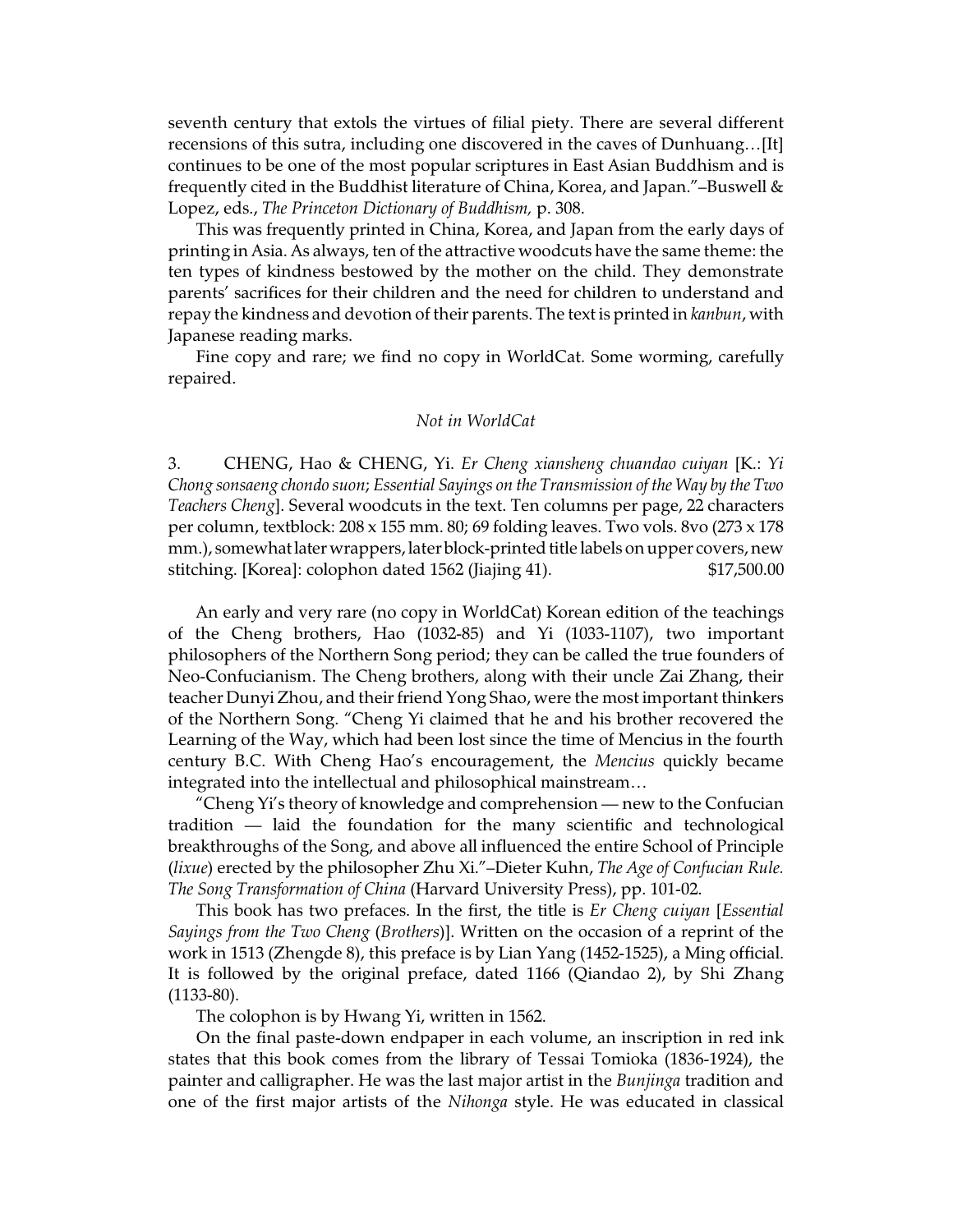seventh century that extols the virtues of filial piety. There are several different recensions of this sutra, including one discovered in the caves of Dunhuang…[It] continues to be one of the most popular scriptures in East Asian Buddhism and is frequently cited in the Buddhist literature of China, Korea, and Japan."–Buswell & Lopez, eds., *The Princeton Dictionary of Buddhism,* p. 308.

This was frequently printed in China, Korea, and Japan from the early days of printing in Asia. As always, ten of the attractive woodcuts have the same theme: the ten types of kindness bestowed by the mother on the child. They demonstrate parents' sacrifices for their children and the need for children to understand and repay the kindness and devotion of their parents. The text is printed in *kanbun*, with Japanese reading marks.

Fine copy and rare; we find no copy in WorldCat. Some worming, carefully repaired.

*Not in WorldCat*

3. CHENG, Hao & CHENG, Yi. *Er Cheng xiansheng chuandao cuiyan* [K.: *Yi Chong sonsaeng chondo suon*; *Essential Sayings on the Transmission of the Way by the Two Teachers Cheng*]. Several woodcuts in the text. Ten columns per page, 22 characters per column, textblock: 208 x 155 mm. 80; 69 folding leaves. Two vols. 8vo (273 x 178 mm.), somewhat later wrappers, later block-printed title labels on upper covers, new stitching. [Korea]: colophon dated 1562 (Jiajing 41). $17,500.00

An early and very rare (no copy in WorldCat) Korean edition of the teachings of the Cheng brothers, Hao (1032-85) and Yi (1033-1107), two important philosophers of the Northern Song period; they can be called the true founders of Neo-Confucianism. The Cheng brothers, along with their uncle Zai Zhang, their teacher Dunyi Zhou, and their friend Yong Shao, were the most important thinkers of the Northern Song. "Cheng Yi claimed that he and his brother recovered the Learning of the Way, which had been lost since the time of Mencius in the fourth century B.C. With Cheng Hao's encouragement, the *Mencius* quickly became integrated into the intellectual and philosophical mainstream…

"Cheng Yi's theory of knowledge and comprehension — new to the Confucian tradition — laid the foundation for the many scientific and technological breakthroughs of the Song, and above all influenced the entire School of Principle (*lixue*) erected by the philosopher Zhu Xi."–Dieter Kuhn, *The Age of Confucian Rule. The Song Transformation of China* (Harvard University Press), pp. 101-02.

This book has two prefaces. In the first, the title is *Er Cheng cuiyan* [*Essential Sayings from the Two Cheng* (*Brothers*)]. Written on the occasion of a reprint of the work in 1513 (Zhengde 8), this preface is by Lian Yang (1452-1525), a Ming official. It is followed by the original preface, dated 1166 (Qiandao 2), by Shi Zhang (1133-80).

The colophon is by Hwang Yi, written in 1562.

On the final paste-down endpaper in each volume, an inscription in red ink states that this book comes from the library of Tessai Tomioka (1836-1924), the painter and calligrapher. He was the last major artist in the *Bunjinga* tradition and one of the first major artists of the *Nihonga* style. He was educated in classical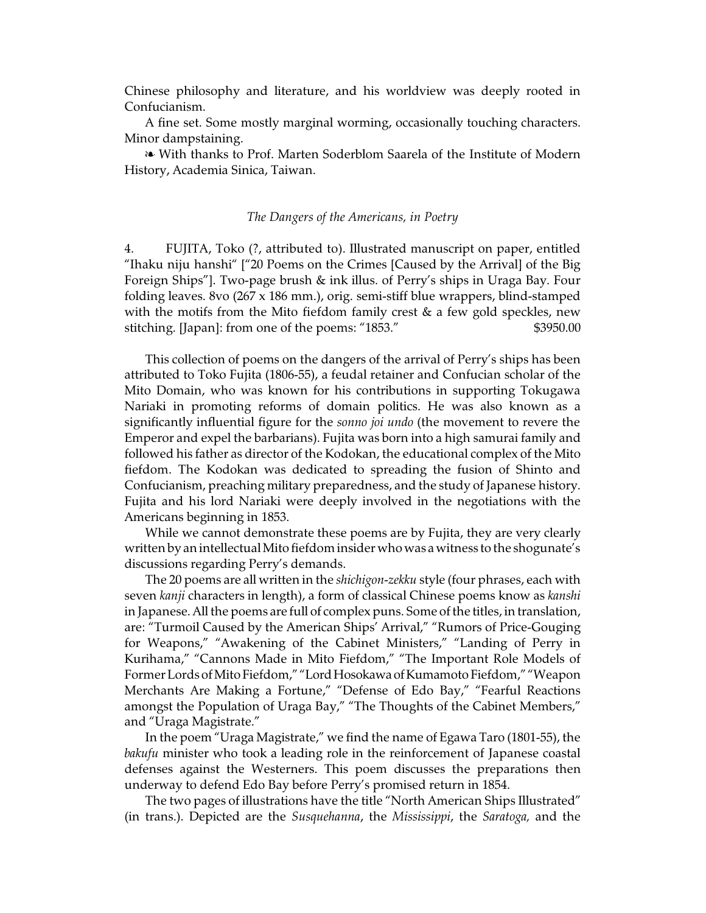Chinese philosophy and literature, and his worldview was deeply rooted in Confucianism.

A fine set. Some mostly marginal worming, occasionally touching characters. Minor dampstaining.

❧ With thanks to Prof. Marten Soderblom Saarela of the Institute of Modern History, Academia Sinica, Taiwan.

*The Dangers of the Americans, in Poetry*

4. FUJITA, Toko (?, attributed to). Illustrated manuscript on paper, entitled "Ihaku niju hanshi" ["20 Poems on the Crimes [Caused by the Arrival] of the Big Foreign Ships"]. Two-page brush & ink illus. of Perry's ships in Uraga Bay. Four folding leaves. 8vo (267 x 186 mm.), orig. semi-stiff blue wrappers, blind-stamped with the motifs from the Mito fiefdom family crest & a few gold speckles, new stitching. [Japan]: from one of the poems: "1853." $3950.00

This collection of poems on the dangers of the arrival of Perry's ships has been attributed to Toko Fujita (1806-55), a feudal retainer and Confucian scholar of the Mito Domain, who was known for his contributions in supporting Tokugawa Nariaki in promoting reforms of domain politics. He was also known as a significantly influential figure for the *sonno joi undo* (the movement to revere the Emperor and expel the barbarians). Fujita was born into a high samurai family and followed his father as director of the Kodokan, the educational complex of the Mito fiefdom. The Kodokan was dedicated to spreading the fusion of Shinto and Confucianism, preaching military preparedness, and the study of Japanese history. Fujita and his lord Nariaki were deeply involved in the negotiations with the Americans beginning in 1853.

While we cannot demonstrate these poems are by Fujita, they are very clearly written by an intellectual Mito fiefdom insider who was a witness to the shogunate's discussions regarding Perry's demands.

The 20 poems are all written in the *shichigon-zekku* style (four phrases, each with seven *kanji* characters in length), a form of classical Chinese poems know as *kanshi* in Japanese. All the poems are full of complex puns. Some of the titles, in translation, are: "Turmoil Caused by the American Ships' Arrival," "Rumors of Price-Gouging for Weapons," "Awakening of the Cabinet Ministers," "Landing of Perry in Kurihama," "Cannons Made in Mito Fiefdom," "The Important Role Models of Former Lords of Mito Fiefdom," "Lord Hosokawa of Kumamoto Fiefdom," "Weapon Merchants Are Making a Fortune," "Defense of Edo Bay," "Fearful Reactions amongst the Population of Uraga Bay," "The Thoughts of the Cabinet Members," and "Uraga Magistrate."

In the poem "Uraga Magistrate," we find the name of Egawa Taro (1801-55), the *bakufu* minister who took a leading role in the reinforcement of Japanese coastal defenses against the Westerners. This poem discusses the preparations then underway to defend Edo Bay before Perry's promised return in 1854.

The two pages of illustrations have the title "North American Ships Illustrated" (in trans.). Depicted are the *Susquehanna*, the *Mississippi*, the *Saratoga,* and the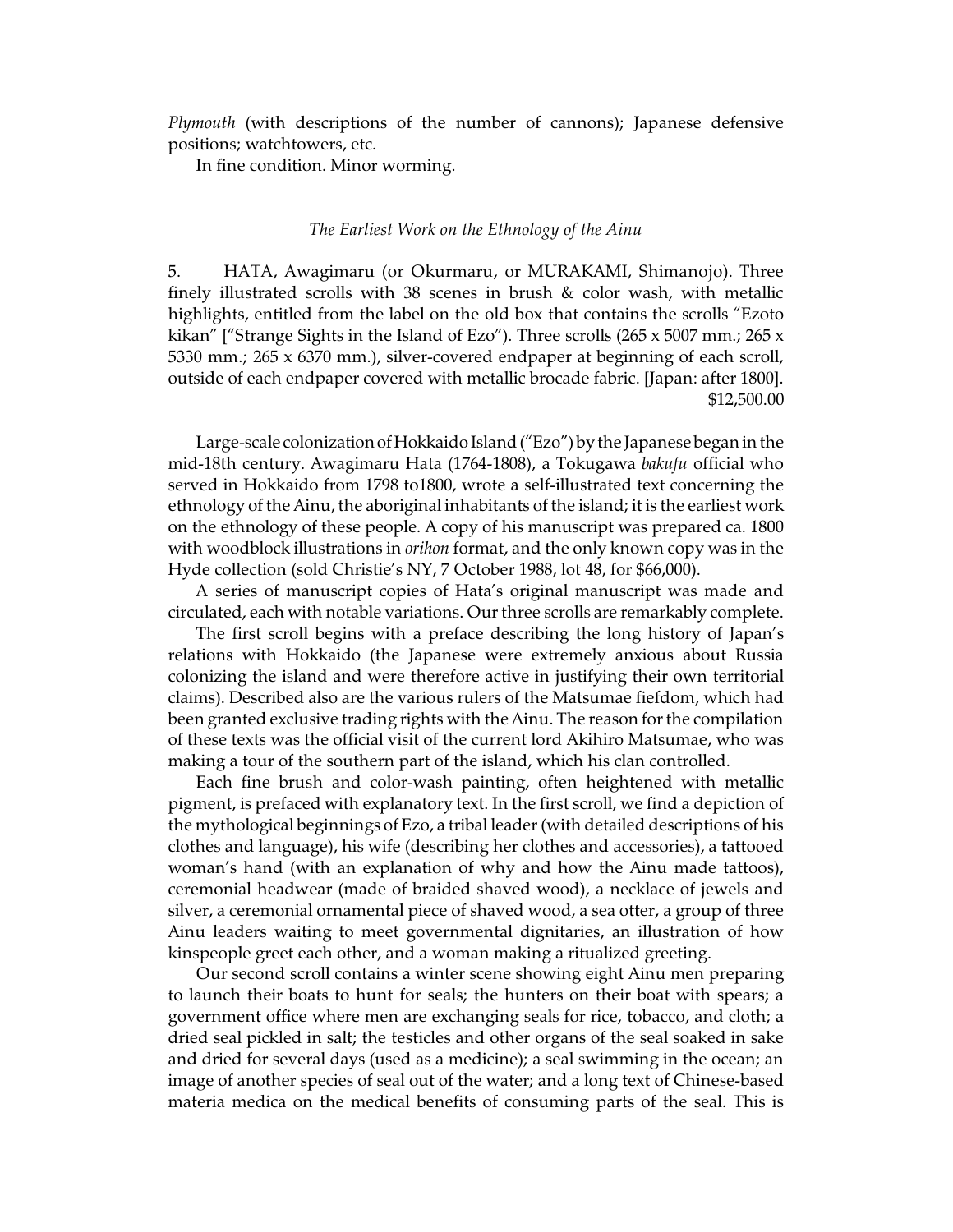*Plymouth* (with descriptions of the number of cannons); Japanese defensive positions; watchtowers, etc.

In fine condition. Minor worming.

### *The Earliest Work on the Ethnology of the Ainu*

5. HATA, Awagimaru (or Okurmaru, or MURAKAMI, Shimanojo). Three finely illustrated scrolls with 38 scenes in brush & color wash, with metallic highlights, entitled from the label on the old box that contains the scrolls "Ezoto kikan" ["Strange Sights in the Island of Ezo"). Three scrolls (265 x 5007 mm.; 265 x 5330 mm.; 265 x 6370 mm.), silver-covered endpaper at beginning of each scroll, outside of each endpaper covered with metallic brocade fabric. [Japan: after 1800]. $12,500.00

Large-scale colonization of Hokkaido Island ("Ezo") by the Japanese began in the mid-18th century. Awagimaru Hata (1764-1808), a Tokugawa *bakufu* official who served in Hokkaido from 1798 to1800, wrote a self-illustrated text concerning the ethnology of the Ainu, the aboriginal inhabitants of the island; it is the earliest work on the ethnology of these people. A copy of his manuscript was prepared ca. 1800 with woodblock illustrations in *orihon* format, and the only known copy was in the Hyde collection (sold Christie's NY, 7 October 1988, lot 48, for $66,000).

A series of manuscript copies of Hata's original manuscript was made and circulated, each with notable variations. Our three scrolls are remarkably complete.

The first scroll begins with a preface describing the long history of Japan's relations with Hokkaido (the Japanese were extremely anxious about Russia colonizing the island and were therefore active in justifying their own territorial claims). Described also are the various rulers of the Matsumae fiefdom, which had been granted exclusive trading rights with the Ainu. The reason for the compilation of these texts was the official visit of the current lord Akihiro Matsumae, who was making a tour of the southern part of the island, which his clan controlled.

Each fine brush and color-wash painting, often heightened with metallic pigment, is prefaced with explanatory text. In the first scroll, we find a depiction of the mythological beginnings of Ezo, a tribal leader (with detailed descriptions of his clothes and language), his wife (describing her clothes and accessories), a tattooed woman's hand (with an explanation of why and how the Ainu made tattoos), ceremonial headwear (made of braided shaved wood), a necklace of jewels and silver, a ceremonial ornamental piece of shaved wood, a sea otter, a group of three Ainu leaders waiting to meet governmental dignitaries, an illustration of how kinspeople greet each other, and a woman making a ritualized greeting.

Our second scroll contains a winter scene showing eight Ainu men preparing to launch their boats to hunt for seals; the hunters on their boat with spears; a government office where men are exchanging seals for rice, tobacco, and cloth; a dried seal pickled in salt; the testicles and other organs of the seal soaked in sake and dried for several days (used as a medicine); a seal swimming in the ocean; an image of another species of seal out of the water; and a long text of Chinese-based materia medica on the medical benefits of consuming parts of the seal. This is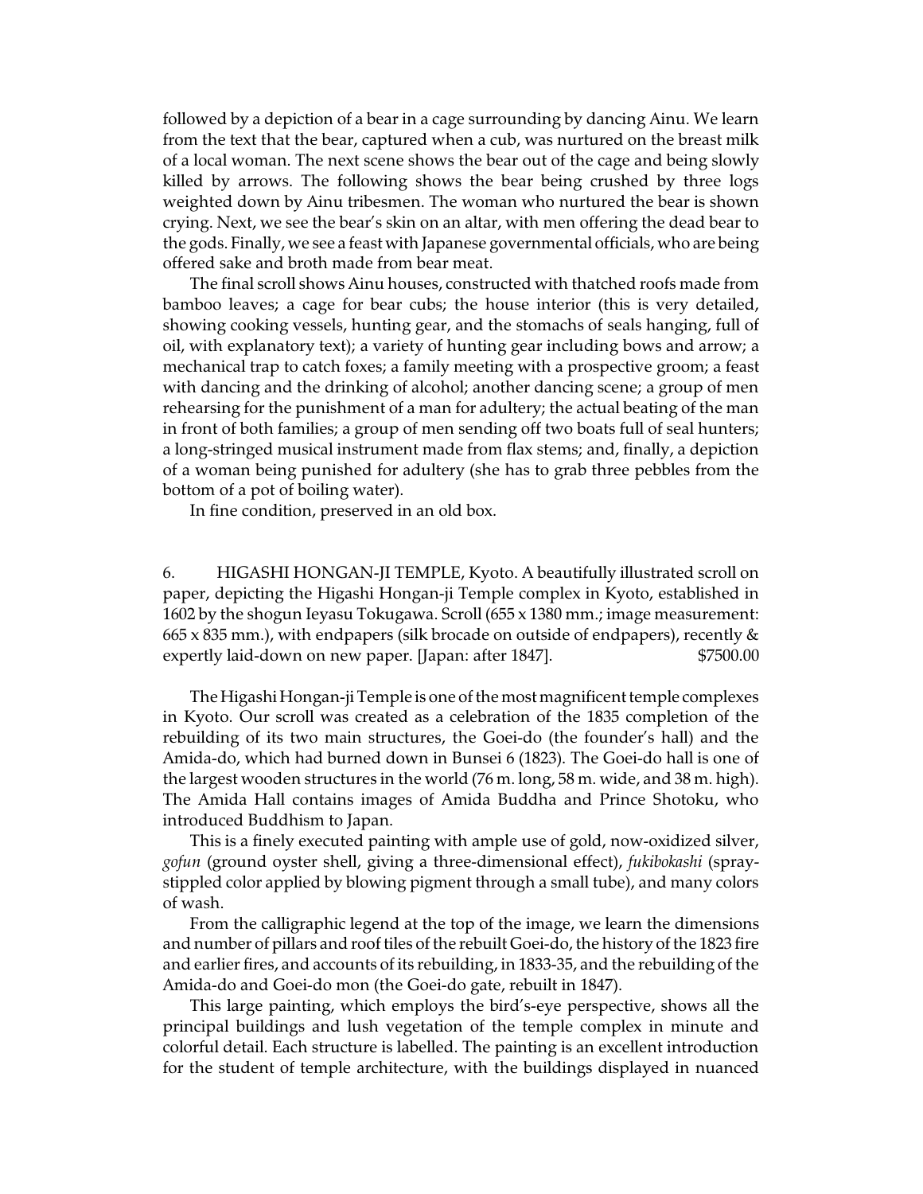followed by a depiction of a bear in a cage surrounding by dancing Ainu. We learn from the text that the bear, captured when a cub, was nurtured on the breast milk of a local woman. The next scene shows the bear out of the cage and being slowly killed by arrows. The following shows the bear being crushed by three logs weighted down by Ainu tribesmen. The woman who nurtured the bear is shown crying. Next, we see the bear's skin on an altar, with men offering the dead bear to the gods. Finally, we see a feast with Japanese governmental officials, who are being offered sake and broth made from bear meat.

The final scroll shows Ainu houses, constructed with thatched roofs made from bamboo leaves; a cage for bear cubs; the house interior (this is very detailed, showing cooking vessels, hunting gear, and the stomachs of seals hanging, full of oil, with explanatory text); a variety of hunting gear including bows and arrow; a mechanical trap to catch foxes; a family meeting with a prospective groom; a feast with dancing and the drinking of alcohol; another dancing scene; a group of men rehearsing for the punishment of a man for adultery; the actual beating of the man in front of both families; a group of men sending off two boats full of seal hunters; a long-stringed musical instrument made from flax stems; and, finally, a depiction of a woman being punished for adultery (she has to grab three pebbles from the bottom of a pot of boiling water).

In fine condition, preserved in an old box.

6. HIGASHI HONGAN-JI TEMPLE, Kyoto. A beautifully illustrated scroll on paper, depicting the Higashi Hongan-ji Temple complex in Kyoto, established in 1602 by the shogun Ieyasu Tokugawa. Scroll (655 x 1380 mm.; image measurement: 665 x 835 mm.), with endpapers (silk brocade on outside of endpapers), recently & expertly laid-down on new paper. [Japan: after 1847]. $7500.00

The Higashi Hongan-ji Temple is one of the most magnificent temple complexes in Kyoto. Our scroll was created as a celebration of the 1835 completion of the rebuilding of its two main structures, the Goei-do (the founder's hall) and the Amida-do, which had burned down in Bunsei 6 (1823). The Goei-do hall is one of the largest wooden structures in the world (76 m. long, 58 m. wide, and 38 m. high). The Amida Hall contains images of Amida Buddha and Prince Shotoku, who introduced Buddhism to Japan.

This is a finely executed painting with ample use of gold, now-oxidized silver, *gofun* (ground oyster shell, giving a three-dimensional effect), *fukibokashi* (spray-stippled color applied by blowing pigment through a small tube), and many colors of wash.

From the calligraphic legend at the top of the image, we learn the dimensions and number of pillars and roof tiles of the rebuilt Goei-do, the history of the 1823 fire and earlier fires, and accounts of its rebuilding, in 1833-35, and the rebuilding of the Amida-do and Goei-do mon (the Goei-do gate, rebuilt in 1847).

This large painting, which employs the bird's-eye perspective, shows all the principal buildings and lush vegetation of the temple complex in minute and colorful detail. Each structure is labelled. The painting is an excellent introduction for the student of temple architecture, with the buildings displayed in nuanced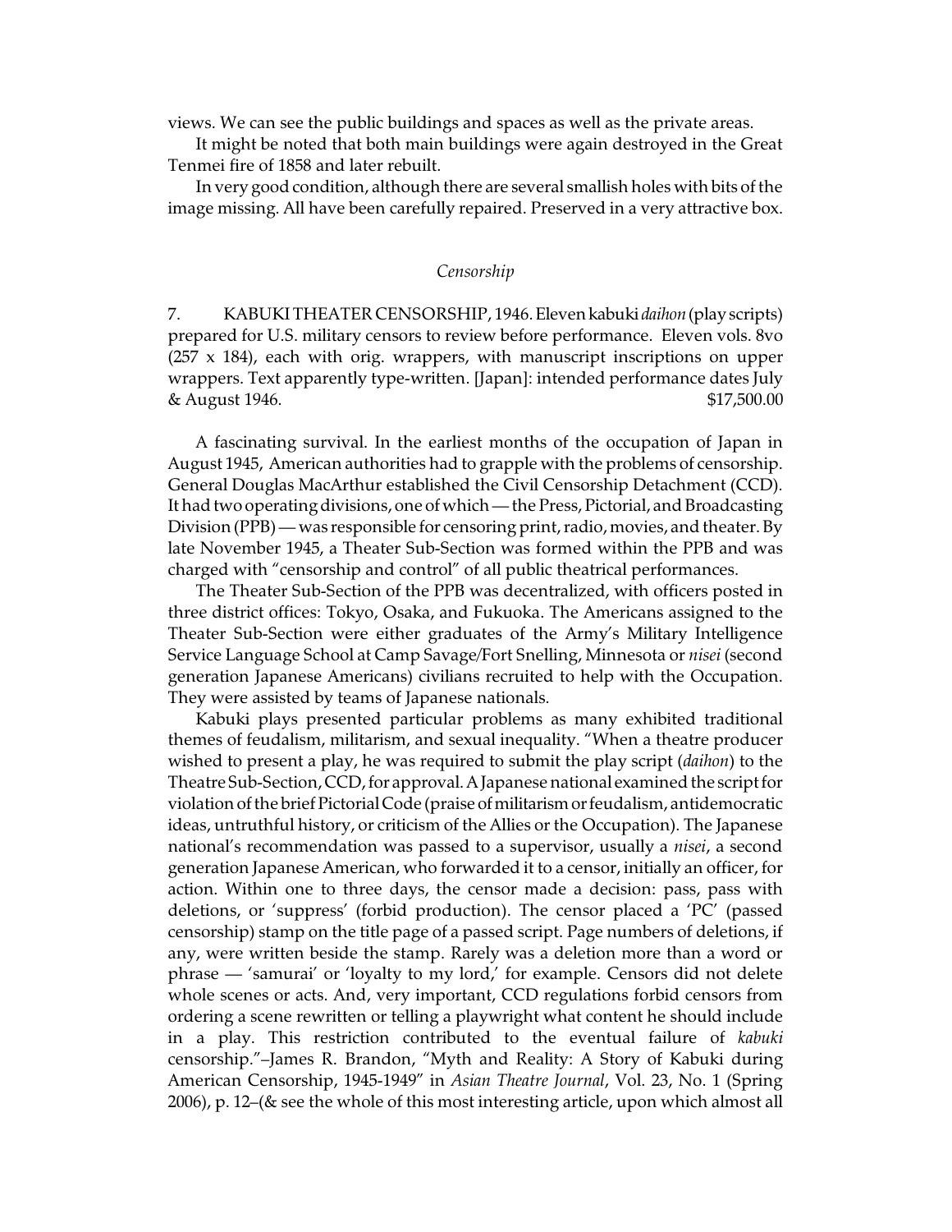views. We can see the public buildings and spaces as well as the private areas.

It might be noted that both main buildings were again destroyed in the Great Tenmei fire of 1858 and later rebuilt.

In very good condition, although there are several smallish holes with bits of the image missing. All have been carefully repaired. Preserved in a very attractive box.

## *Censorship*

7. KABUKI THEATER CENSORSHIP, 1946. Eleven kabuki *daihon* (play scripts) prepared for U.S. military censors to review before performance. Eleven vols. 8vo (257 x 184), each with orig. wrappers, with manuscript inscriptions on upper wrappers. Text apparently type-written. [Japan]: intended performance dates July & August 1946. $17,500.00

A fascinating survival. In the earliest months of the occupation of Japan in August 1945, American authorities had to grapple with the problems of censorship. General Douglas MacArthur established the Civil Censorship Detachment (CCD). It had two operating divisions, one of which — the Press, Pictorial, and Broadcasting Division (PPB) — was responsible for censoring print, radio, movies, and theater. By late November 1945, a Theater Sub-Section was formed within the PPB and was charged with "censorship and control" of all public theatrical performances.

The Theater Sub-Section of the PPB was decentralized, with officers posted in three district offices: Tokyo, Osaka, and Fukuoka. The Americans assigned to the Theater Sub-Section were either graduates of the Army's Military Intelligence Service Language School at Camp Savage/Fort Snelling, Minnesota or *nisei* (second generation Japanese Americans) civilians recruited to help with the Occupation. They were assisted by teams of Japanese nationals.

Kabuki plays presented particular problems as many exhibited traditional themes of feudalism, militarism, and sexual inequality. "When a theatre producer wished to present a play, he was required to submit the play script (*daihon*) to the Theatre Sub-Section, CCD, for approval. A Japanese national examined the script for violation of the brief Pictorial Code (praise of militarism or feudalism, antidemocratic ideas, untruthful history, or criticism of the Allies or the Occupation). The Japanese national's recommendation was passed to a supervisor, usually a *nisei*, a second generation Japanese American, who forwarded it to a censor, initially an officer, for action. Within one to three days, the censor made a decision: pass, pass with deletions, or 'suppress' (forbid production). The censor placed a 'PC' (passed censorship) stamp on the title page of a passed script. Page numbers of deletions, if any, were written beside the stamp. Rarely was a deletion more than a word or phrase — 'samurai' or 'loyalty to my lord,' for example. Censors did not delete whole scenes or acts. And, very important, CCD regulations forbid censors from ordering a scene rewritten or telling a playwright what content he should include in a play. This restriction contributed to the eventual failure of *kabuki* censorship."–James R. Brandon, "Myth and Reality: A Story of Kabuki during American Censorship, 1945-1949" in *Asian Theatre Journal*, Vol. 23, No. 1 (Spring 2006), p. 12–(& see the whole of this most interesting article, upon which almost all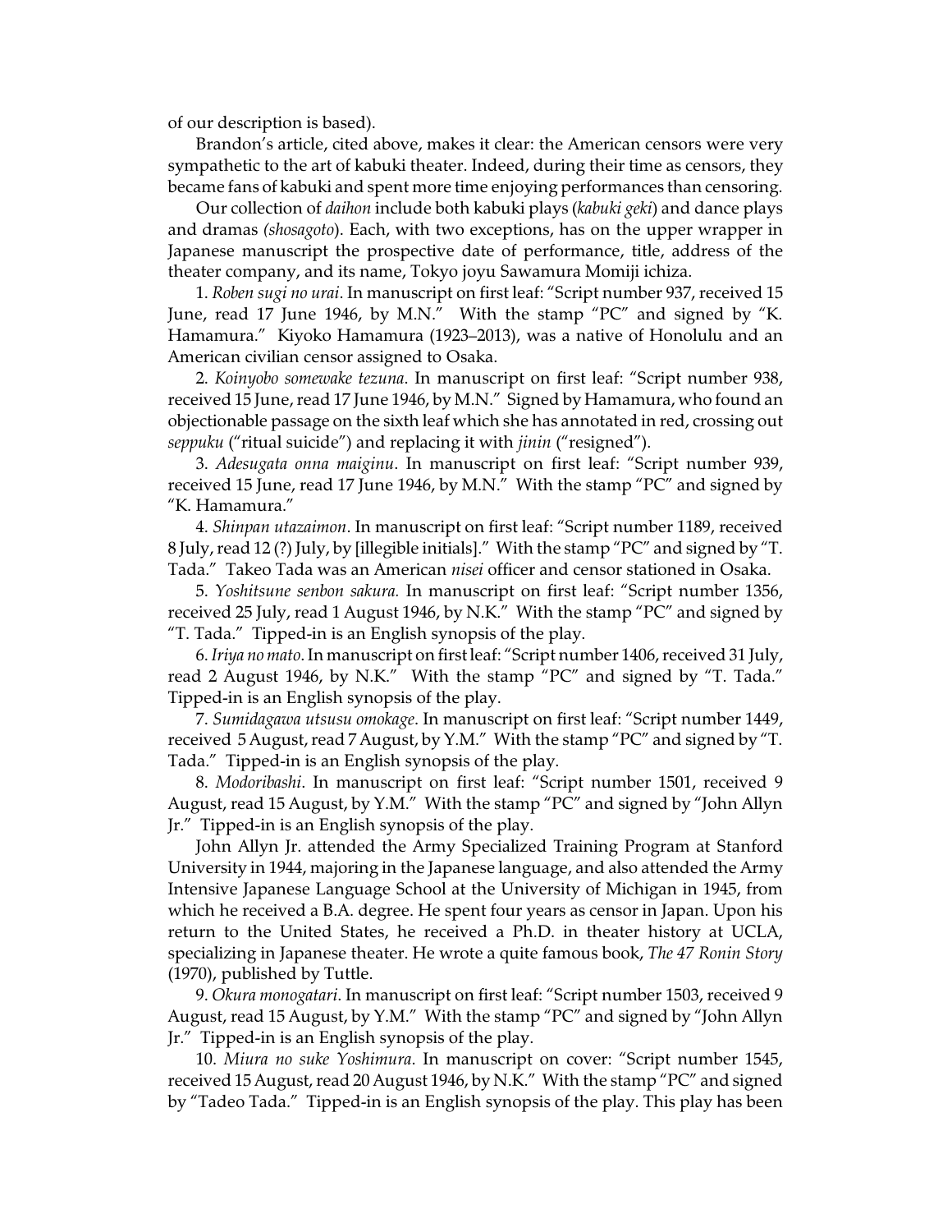of our description is based).

Brandon's article, cited above, makes it clear: the American censors were very sympathetic to the art of kabuki theater. Indeed, during their time as censors, they became fans of kabuki and spent more time enjoying performances than censoring.

Our collection of *daihon* include both kabuki plays (*kabuki geki*) and dance plays and dramas *(shosagoto*). Each, with two exceptions, has on the upper wrapper in Japanese manuscript the prospective date of performance, title, address of the theater company, and its name, Tokyo joyu Sawamura Momiji ichiza.

1. *Roben sugi no urai*. In manuscript on first leaf: "Script number 937, received 15 June, read 17 June 1946, by M.N." With the stamp "PC" and signed by "K. Hamamura." Kiyoko Hamamura (1923–2013), was a native of Honolulu and an American civilian censor assigned to Osaka.

2. *Koinyobo somewake tezuna*. In manuscript on first leaf: "Script number 938, received 15 June, read 17 June 1946, by M.N." Signed by Hamamura, who found an objectionable passage on the sixth leaf which she has annotated in red, crossing out *seppuku* ("ritual suicide") and replacing it with *jinin* ("resigned").

3. *Adesugata onna maiginu*. In manuscript on first leaf: "Script number 939, received 15 June, read 17 June 1946, by M.N." With the stamp "PC" and signed by "K. Hamamura."

4. *Shinpan utazaimon*. In manuscript on first leaf: "Script number 1189, received 8 July, read 12 (?) July, by [illegible initials]." With the stamp "PC" and signed by "T. Tada." Takeo Tada was an American *nisei* officer and censor stationed in Osaka.

5. *Yoshitsune senbon sakura.* In manuscript on first leaf: "Script number 1356, received 25 July, read 1 August 1946, by N.K." With the stamp "PC" and signed by "T. Tada." Tipped-in is an English synopsis of the play.

6. *Iriya no mato*. In manuscript on first leaf: "Script number 1406, received 31 July, read 2 August 1946, by N.K." With the stamp "PC" and signed by "T. Tada." Tipped-in is an English synopsis of the play.

7. *Sumidagawa utsusu omokage*. In manuscript on first leaf: "Script number 1449, received 5 August, read 7 August, by Y.M." With the stamp "PC" and signed by "T. Tada." Tipped-in is an English synopsis of the play.

8. *Modoribashi*. In manuscript on first leaf: "Script number 1501, received 9 August, read 15 August, by Y.M." With the stamp "PC" and signed by "John Allyn Jr." Tipped-in is an English synopsis of the play.

John Allyn Jr. attended the Army Specialized Training Program at Stanford University in 1944, majoring in the Japanese language, and also attended the Army Intensive Japanese Language School at the University of Michigan in 1945, from which he received a B.A. degree. He spent four years as censor in Japan. Upon his return to the United States, he received a Ph.D. in theater history at UCLA, specializing in Japanese theater. He wrote a quite famous book, *The 47 Ronin Story* (1970), published by Tuttle.

9. *Okura monogatari*. In manuscript on first leaf: "Script number 1503, received 9 August, read 15 August, by Y.M." With the stamp "PC" and signed by "John Allyn Jr." Tipped-in is an English synopsis of the play.

10. *Miura no suke Yoshimura*. In manuscript on cover: "Script number 1545, received 15 August, read 20 August 1946, by N.K." With the stamp "PC" and signed by "Tadeo Tada." Tipped-in is an English synopsis of the play. This play has been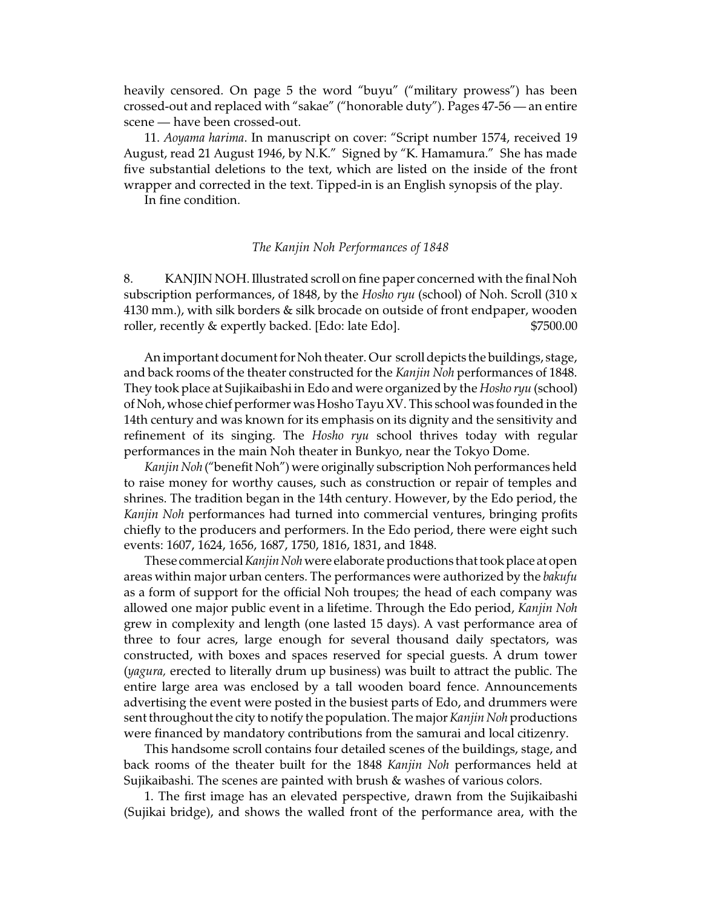heavily censored. On page 5 the word "buyu" ("military prowess") has been crossed-out and replaced with "sakae" ("honorable duty"). Pages 47-56 — an entire scene — have been crossed-out.

11. *Aoyama harima*. In manuscript on cover: "Script number 1574, received 19 August, read 21 August 1946, by N.K." Signed by "K. Hamamura." She has made five substantial deletions to the text, which are listed on the inside of the front wrapper and corrected in the text. Tipped-in is an English synopsis of the play.

In fine condition.

*The Kanjin Noh Performances of 1848*

8. KANJIN NOH. Illustrated scroll on fine paper concerned with the final Noh subscription performances, of 1848, by the *Hosho ryu* (school) of Noh. Scroll (310 x 4130 mm.), with silk borders & silk brocade on outside of front endpaper, wooden roller, recently & expertly backed. [Edo: late Edo]. $7500.00

An important document for Noh theater. Our scroll depicts the buildings, stage, and back rooms of the theater constructed for the *Kanjin Noh* performances of 1848. They took place at Sujikaibashi in Edo and were organized by the *Hosho ryu* (school) of Noh, whose chief performer was Hosho Tayu XV. This school was founded in the 14th century and was known for its emphasis on its dignity and the sensitivity and refinement of its singing. The *Hosho ryu* school thrives today with regular performances in the main Noh theater in Bunkyo, near the Tokyo Dome.

*Kanjin Noh* ("benefit Noh") were originally subscription Noh performances held to raise money for worthy causes, such as construction or repair of temples and shrines. The tradition began in the 14th century. However, by the Edo period, the *Kanjin Noh* performances had turned into commercial ventures, bringing profits chiefly to the producers and performers. In the Edo period, there were eight such events: 1607, 1624, 1656, 1687, 1750, 1816, 1831, and 1848.

These commercial *Kanjin Noh* were elaborate productions that took place at open areas within major urban centers. The performances were authorized by the *bakufu* as a form of support for the official Noh troupes; the head of each company was allowed one major public event in a lifetime. Through the Edo period, *Kanjin Noh* grew in complexity and length (one lasted 15 days). A vast performance area of three to four acres, large enough for several thousand daily spectators, was constructed, with boxes and spaces reserved for special guests. A drum tower (*yagura,* erected to literally drum up business) was built to attract the public. The entire large area was enclosed by a tall wooden board fence. Announcements advertising the event were posted in the busiest parts of Edo, and drummers were sent throughout the city to notify the population. The major *Kanjin Noh* productions were financed by mandatory contributions from the samurai and local citizenry.

This handsome scroll contains four detailed scenes of the buildings, stage, and back rooms of the theater built for the 1848 *Kanjin Noh* performances held at Sujikaibashi. The scenes are painted with brush & washes of various colors.

1. The first image has an elevated perspective, drawn from the Sujikaibashi (Sujikai bridge), and shows the walled front of the performance area, with the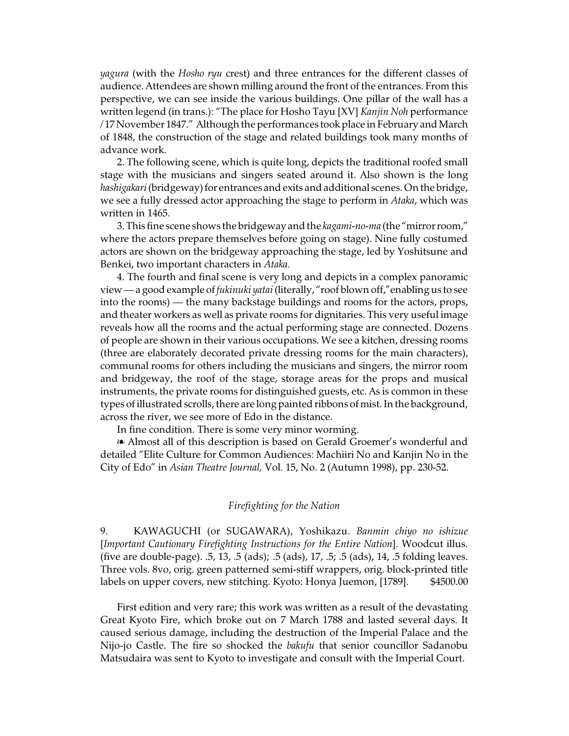*yagura* (with the *Hosho ryu* crest) and three entrances for the different classes of audience. Attendees are shown milling around the front of the entrances. From this perspective, we can see inside the various buildings. One pillar of the wall has a written legend (in trans.): "The place for Hosho Tayu [XV] *Kanjin Noh* performance / 17 November 1847." Although the performances took place in February and March of 1848, the construction of the stage and related buildings took many months of advance work.

2. The following scene, which is quite long, depicts the traditional roofed small stage with the musicians and singers seated around it. Also shown is the long *hashigakari* (bridgeway) for entrances and exits and additional scenes. On the bridge, we see a fully dressed actor approaching the stage to perform in *Ataka*, which was written in 1465.

3. This fine scene shows the bridgeway and the *kagami-no-ma* (the "mirror room," where the actors prepare themselves before going on stage). Nine fully costumed actors are shown on the bridgeway approaching the stage, led by Yoshitsune and Benkei, two important characters in *Ataka.*

4. The fourth and final scene is very long and depicts in a complex panoramic view — a good example of *fukinuki yatai* (literally, "roof blown off," enabling us to see into the rooms) — the many backstage buildings and rooms for the actors, props, and theater workers as well as private rooms for dignitaries. This very useful image reveals how all the rooms and the actual performing stage are connected. Dozens of people are shown in their various occupations. We see a kitchen, dressing rooms (three are elaborately decorated private dressing rooms for the main characters), communal rooms for others including the musicians and singers, the mirror room and bridgeway, the roof of the stage, storage areas for the props and musical instruments, the private rooms for distinguished guests, etc. As is common in these types of illustrated scrolls, there are long painted ribbons of mist. In the background, across the river, we see more of Edo in the distance.

In fine condition. There is some very minor worming.

❧ Almost all of this description is based on Gerald Groemer's wonderful and detailed "Elite Culture for Common Audiences: Machiiri No and Kanjin No in the City of Edo" in *Asian Theatre Journal,* Vol. 15, No. 2 (Autumn 1998), pp. 230-52.

### *Firefighting for the Nation*

9. KAWAGUCHI (or SUGAWARA), Yoshikazu. *Banmin chiyo no ishizue* [*Important Cautionary Firefighting Instructions for the Entire Nation*]. Woodcut illus. (five are double-page). .5, 13, .5 (ads); .5 (ads), 17, .5; .5 (ads), 14, .5 folding leaves. Three vols. 8vo, orig. green patterned semi-stiff wrappers, orig. block-printed title labels on upper covers, new stitching. Kyoto: Honya Juemon, [1789]. $4500.00

First edition and very rare; this work was written as a result of the devastating Great Kyoto Fire, which broke out on 7 March 1788 and lasted several days. It caused serious damage, including the destruction of the Imperial Palace and the Nijo-jo Castle. The fire so shocked the *bakufu* that senior councillor Sadanobu Matsudaira was sent to Kyoto to investigate and consult with the Imperial Court.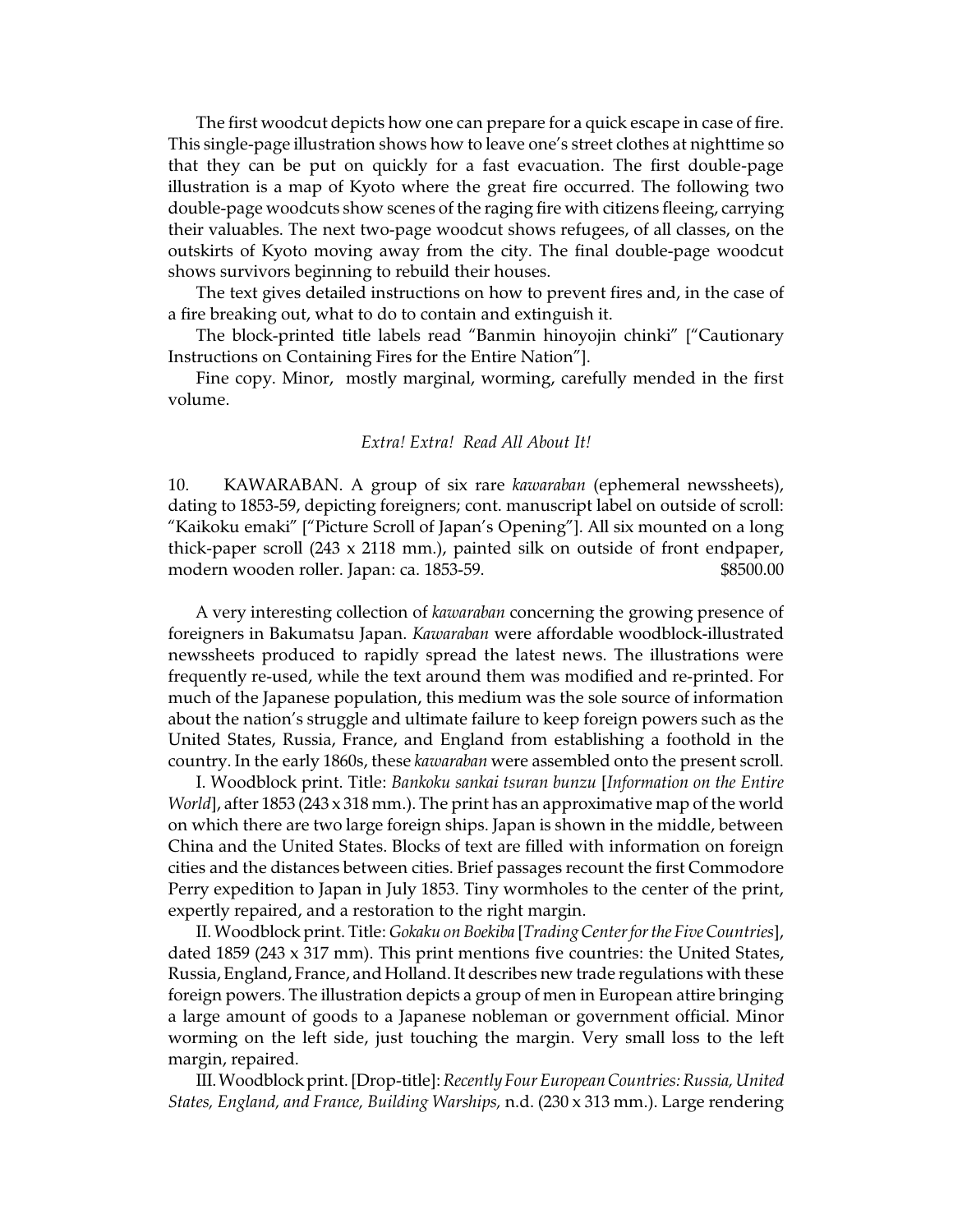The first woodcut depicts how one can prepare for a quick escape in case of fire. This single-page illustration shows how to leave one's street clothes at nighttime so that they can be put on quickly for a fast evacuation. The first double-page illustration is a map of Kyoto where the great fire occurred. The following two double-page woodcuts show scenes of the raging fire with citizens fleeing, carrying their valuables. The next two-page woodcut shows refugees, of all classes, on the outskirts of Kyoto moving away from the city. The final double-page woodcut shows survivors beginning to rebuild their houses.

The text gives detailed instructions on how to prevent fires and, in the case of a fire breaking out, what to do to contain and extinguish it.

The block-printed title labels read "Banmin hinoyojin chinki" ["Cautionary Instructions on Containing Fires for the Entire Nation"].

Fine copy. Minor, mostly marginal, worming, carefully mended in the first volume.

*Extra! Extra! Read All About It!*

10. KAWARABAN. A group of six rare *kawaraban* (ephemeral newssheets), dating to 1853-59, depicting foreigners; cont. manuscript label on outside of scroll: "Kaikoku emaki" ["Picture Scroll of Japan's Opening"]. All six mounted on a long thick-paper scroll (243 x 2118 mm.), painted silk on outside of front endpaper, modern wooden roller. Japan: ca. 1853-59. $8500.00

A very interesting collection of *kawaraban* concerning the growing presence of foreigners in Bakumatsu Japan. *Kawaraban* were affordable woodblock-illustrated newssheets produced to rapidly spread the latest news. The illustrations were frequently re-used, while the text around them was modified and re-printed. For much of the Japanese population, this medium was the sole source of information about the nation's struggle and ultimate failure to keep foreign powers such as the United States, Russia, France, and England from establishing a foothold in the country. In the early 1860s, these *kawaraban* were assembled onto the present scroll.

I. Woodblock print. Title: *Bankoku sankai tsuran bunzu* [*Information on the Entire World*], after 1853 (243 x 318 mm.). The print has an approximative map of the world on which there are two large foreign ships. Japan is shown in the middle, between China and the United States. Blocks of text are filled with information on foreign cities and the distances between cities. Brief passages recount the first Commodore Perry expedition to Japan in July 1853. Tiny wormholes to the center of the print, expertly repaired, and a restoration to the right margin.

II. Woodblock print. Title: *Gokaku on Boekiba* [*Trading Center for the Five Countries*], dated 1859 (243 x 317 mm). This print mentions five countries: the United States, Russia, England, France, and Holland. It describes new trade regulations with these foreign powers. The illustration depicts a group of men in European attire bringing a large amount of goods to a Japanese nobleman or government official. Minor worming on the left side, just touching the margin. Very small loss to the left margin, repaired.

III. Woodblock print. [Drop-title]: *Recently Four European Countries: Russia, United States, England, and France, Building Warships,* n.d. (230 x 313 mm.). Large rendering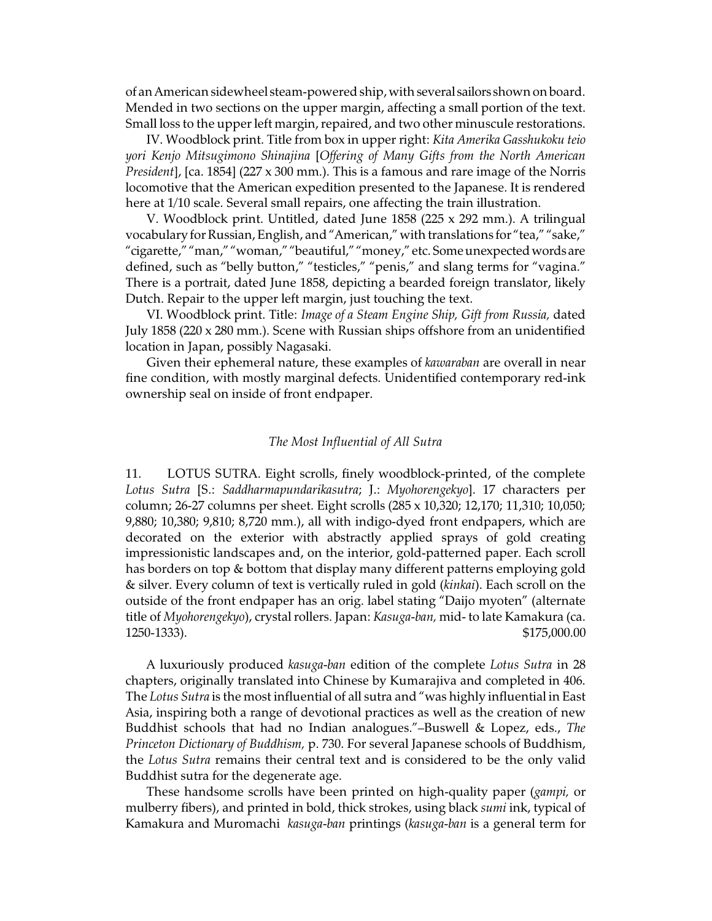of an American sidewheel steam-powered ship, with several sailors shown on board. Mended in two sections on the upper margin, affecting a small portion of the text. Small loss to the upper left margin, repaired, and two other minuscule restorations.

IV. Woodblock print. Title from box in upper right: *Kita Amerika Gasshukoku teio yori Kenjo Mitsugimono Shinajina* [*Offering of Many Gifts from the North American President*], [ca. 1854] (227 x 300 mm.). This is a famous and rare image of the Norris locomotive that the American expedition presented to the Japanese. It is rendered here at 1/10 scale. Several small repairs, one affecting the train illustration.

V. Woodblock print. Untitled, dated June 1858 (225 x 292 mm.). A trilingual vocabulary for Russian, English, and "American," with translations for "tea," "sake," "cigarette," "man," "woman," "beautiful," "money," etc. Some unexpected words are defined, such as "belly button," "testicles," "penis," and slang terms for "vagina." There is a portrait, dated June 1858, depicting a bearded foreign translator, likely Dutch. Repair to the upper left margin, just touching the text.

VI. Woodblock print. Title: *Image of a Steam Engine Ship, Gift from Russia,* dated July 1858 (220 x 280 mm.). Scene with Russian ships offshore from an unidentified location in Japan, possibly Nagasaki.

Given their ephemeral nature, these examples of *kawaraban* are overall in near fine condition, with mostly marginal defects. Unidentified contemporary red-ink ownership seal on inside of front endpaper.

### *The Most Influential of All Sutra*

11. LOTUS SUTRA. Eight scrolls, finely woodblock-printed, of the complete *Lotus Sutra* [S.: *Saddharmapundarikasutra*; J.: *Myohorengekyo*]. 17 characters per column; 26-27 columns per sheet. Eight scrolls (285 x 10,320; 12,170; 11,310; 10,050; 9,880; 10,380; 9,810; 8,720 mm.), all with indigo-dyed front endpapers, which are decorated on the exterior with abstractly applied sprays of gold creating impressionistic landscapes and, on the interior, gold-patterned paper. Each scroll has borders on top & bottom that display many different patterns employing gold & silver. Every column of text is vertically ruled in gold (*kinkai*). Each scroll on the outside of the front endpaper has an orig. label stating "Daijo myoten" (alternate title of *Myohorengekyo*), crystal rollers. Japan: *Kasuga-ban,* mid- to late Kamakura (ca. 1250-1333). $175,000.00

A luxuriously produced *kasuga-ban* edition of the complete *Lotus Sutra* in 28 chapters, originally translated into Chinese by Kumarajiva and completed in 406. The *Lotus Sutra* is the most influential of all sutra and "was highly influential in East Asia, inspiring both a range of devotional practices as well as the creation of new Buddhist schools that had no Indian analogues."–Buswell & Lopez, eds., *The Princeton Dictionary of Buddhism,* p. 730. For several Japanese schools of Buddhism, the *Lotus Sutra* remains their central text and is considered to be the only valid Buddhist sutra for the degenerate age.

These handsome scrolls have been printed on high-quality paper (*gampi,* or mulberry fibers), and printed in bold, thick strokes, using black *sumi* ink, typical of Kamakura and Muromachi *kasuga-ban* printings (*kasuga-ban* is a general term for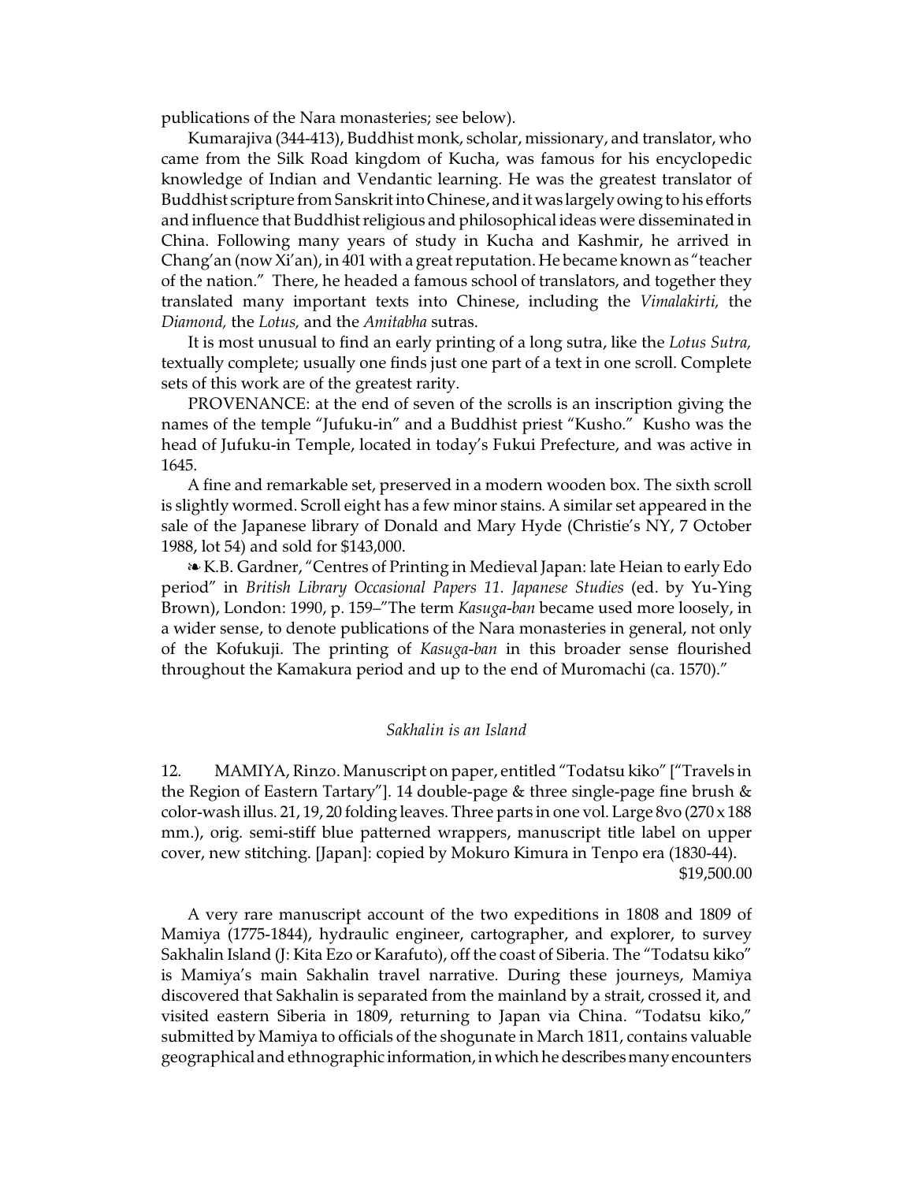publications of the Nara monasteries; see below).

Kumarajiva (344-413), Buddhist monk, scholar, missionary, and translator, who came from the Silk Road kingdom of Kucha, was famous for his encyclopedic knowledge of Indian and Vendantic learning. He was the greatest translator of Buddhist scripture from Sanskrit into Chinese, and it was largely owing to his efforts and influence that Buddhist religious and philosophical ideas were disseminated in China. Following many years of study in Kucha and Kashmir, he arrived in Chang'an (now Xi'an), in 401 with a great reputation. He became known as "teacher of the nation." There, he headed a famous school of translators, and together they translated many important texts into Chinese, including the *Vimalakirti,* the *Diamond,* the *Lotus,* and the *Amitabha* sutras.

It is most unusual to find an early printing of a long sutra, like the *Lotus Sutra,* textually complete; usually one finds just one part of a text in one scroll. Complete sets of this work are of the greatest rarity.

PROVENANCE: at the end of seven of the scrolls is an inscription giving the names of the temple "Jufuku-in" and a Buddhist priest "Kusho." Kusho was the head of Jufuku-in Temple, located in today's Fukui Prefecture, and was active in 1645.

A fine and remarkable set, preserved in a modern wooden box. The sixth scroll is slightly wormed. Scroll eight has a few minor stains. A similar set appeared in the sale of the Japanese library of Donald and Mary Hyde (Christie's NY, 7 October 1988, lot 54) and sold for $143,000.

❧ K.B. Gardner, "Centres of Printing in Medieval Japan: late Heian to early Edo period" in *British Library Occasional Papers 11. Japanese Studies* (ed. by Yu-Ying Brown), London: 1990, p. 159–"The term *Kasuga-ban* became used more loosely, in a wider sense, to denote publications of the Nara monasteries in general, not only of the Kofukuji. The printing of *Kasuga-ban* in this broader sense flourished throughout the Kamakura period and up to the end of Muromachi (ca. 1570)."

*Sakhalin is an Island*

12. MAMIYA, Rinzo. Manuscript on paper, entitled "Todatsu kiko" ["Travels in the Region of Eastern Tartary"]. 14 double-page & three single-page fine brush & color-wash illus. 21, 19, 20 folding leaves. Three parts in one vol. Large 8vo (270 x 188 mm.), orig. semi-stiff blue patterned wrappers, manuscript title label on upper cover, new stitching. [Japan]: copied by Mokuro Kimura in Tenpo era (1830-44).

$19,500.00

A very rare manuscript account of the two expeditions in 1808 and 1809 of Mamiya (1775-1844), hydraulic engineer, cartographer, and explorer, to survey Sakhalin Island (J: Kita Ezo or Karafuto), off the coast of Siberia. The "Todatsu kiko" is Mamiya's main Sakhalin travel narrative. During these journeys, Mamiya discovered that Sakhalin is separated from the mainland by a strait, crossed it, and visited eastern Siberia in 1809, returning to Japan via China. "Todatsu kiko," submitted by Mamiya to officials of the shogunate in March 1811, contains valuable geographical and ethnographic information, in which he describes many encounters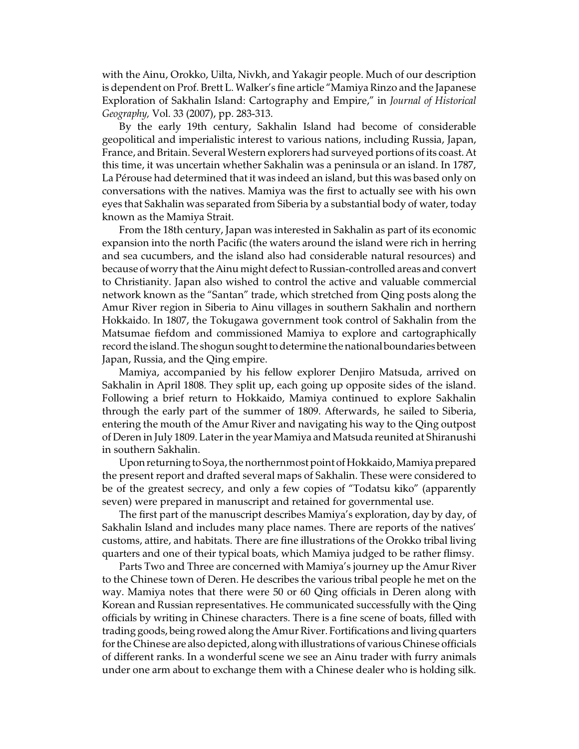with the Ainu, Orokko, Uilta, Nivkh, and Yakagir people. Much of our description is dependent on Prof. Brett L. Walker's fine article "Mamiya Rinzo and the Japanese Exploration of Sakhalin Island: Cartography and Empire," in *Journal of Historical Geography,* Vol. 33 (2007), pp. 283-313.

By the early 19th century, Sakhalin Island had become of considerable geopolitical and imperialistic interest to various nations, including Russia, Japan, France, and Britain. Several Western explorers had surveyed portions of its coast. At this time, it was uncertain whether Sakhalin was a peninsula or an island. In 1787, La Pérouse had determined that it was indeed an island, but this was based only on conversations with the natives. Mamiya was the first to actually see with his own eyes that Sakhalin was separated from Siberia by a substantial body of water, today known as the Mamiya Strait.

From the 18th century, Japan was interested in Sakhalin as part of its economic expansion into the north Pacific (the waters around the island were rich in herring and sea cucumbers, and the island also had considerable natural resources) and because of worry that the Ainu might defect to Russian-controlled areas and convert to Christianity. Japan also wished to control the active and valuable commercial network known as the "Santan" trade, which stretched from Qing posts along the Amur River region in Siberia to Ainu villages in southern Sakhalin and northern Hokkaido. In 1807, the Tokugawa government took control of Sakhalin from the Matsumae fiefdom and commissioned Mamiya to explore and cartographically record the island. The shogun sought to determine the national boundaries between Japan, Russia, and the Qing empire.

Mamiya, accompanied by his fellow explorer Denjiro Matsuda, arrived on Sakhalin in April 1808. They split up, each going up opposite sides of the island. Following a brief return to Hokkaido, Mamiya continued to explore Sakhalin through the early part of the summer of 1809. Afterwards, he sailed to Siberia, entering the mouth of the Amur River and navigating his way to the Qing outpost of Deren in July 1809. Later in the year Mamiya and Matsuda reunited at Shiranushi in southern Sakhalin.

Upon returning to Soya, the northernmost point of Hokkaido, Mamiya prepared the present report and drafted several maps of Sakhalin. These were considered to be of the greatest secrecy, and only a few copies of "Todatsu kiko" (apparently seven) were prepared in manuscript and retained for governmental use.

The first part of the manuscript describes Mamiya's exploration, day by day, of Sakhalin Island and includes many place names. There are reports of the natives' customs, attire, and habitats. There are fine illustrations of the Orokko tribal living quarters and one of their typical boats, which Mamiya judged to be rather flimsy.

Parts Two and Three are concerned with Mamiya's journey up the Amur River to the Chinese town of Deren. He describes the various tribal people he met on the way. Mamiya notes that there were 50 or 60 Qing officials in Deren along with Korean and Russian representatives. He communicated successfully with the Qing officials by writing in Chinese characters. There is a fine scene of boats, filled with trading goods, being rowed along the Amur River. Fortifications and living quarters for the Chinese are also depicted, along with illustrations of various Chinese officials of different ranks. In a wonderful scene we see an Ainu trader with furry animals under one arm about to exchange them with a Chinese dealer who is holding silk.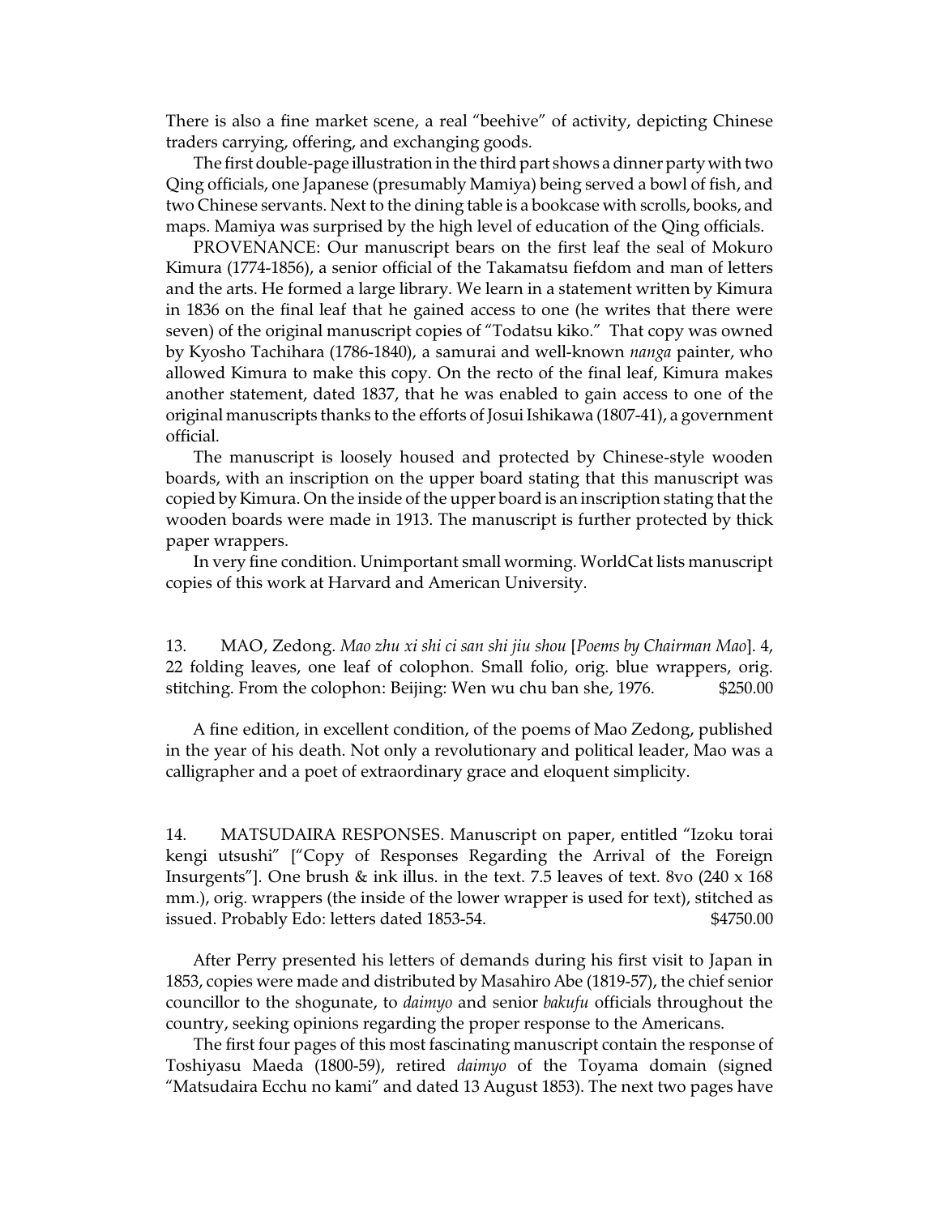There is also a fine market scene, a real "beehive" of activity, depicting Chinese traders carrying, offering, and exchanging goods.

The first double-page illustration in the third part shows a dinner party with two Qing officials, one Japanese (presumably Mamiya) being served a bowl of fish, and two Chinese servants. Next to the dining table is a bookcase with scrolls, books, and maps. Mamiya was surprised by the high level of education of the Qing officials.

PROVENANCE: Our manuscript bears on the first leaf the seal of Mokuro Kimura (1774-1856), a senior official of the Takamatsu fiefdom and man of letters and the arts. He formed a large library. We learn in a statement written by Kimura in 1836 on the final leaf that he gained access to one (he writes that there were seven) of the original manuscript copies of "Todatsu kiko." That copy was owned by Kyosho Tachihara (1786-1840), a samurai and well-known *nanga* painter, who allowed Kimura to make this copy. On the recto of the final leaf, Kimura makes another statement, dated 1837, that he was enabled to gain access to one of the original manuscripts thanks to the efforts of Josui Ishikawa (1807-41), a government official.

The manuscript is loosely housed and protected by Chinese-style wooden boards, with an inscription on the upper board stating that this manuscript was copied by Kimura. On the inside of the upper board is an inscription stating that the wooden boards were made in 1913. The manuscript is further protected by thick paper wrappers.

In very fine condition. Unimportant small worming. WorldCat lists manuscript copies of this work at Harvard and American University.

13. MAO, Zedong. *Mao zhu xi shi ci san shi jiu shou* [*Poems by Chairman Mao*]. 4, 22 folding leaves, one leaf of colophon. Small folio, orig. blue wrappers, orig. stitching. From the colophon: Beijing: Wen wu chu ban she, 1976. $250.00

A fine edition, in excellent condition, of the poems of Mao Zedong, published in the year of his death. Not only a revolutionary and political leader, Mao was a calligrapher and a poet of extraordinary grace and eloquent simplicity.

14. MATSUDAIRA RESPONSES. Manuscript on paper, entitled "Izoku torai kengi utsushi" ["Copy of Responses Regarding the Arrival of the Foreign Insurgents"]. One brush & ink illus. in the text. 7.5 leaves of text. 8vo (240 x 168 mm.), orig. wrappers (the inside of the lower wrapper is used for text), stitched as issued. Probably Edo: letters dated 1853-54. $4750.00

After Perry presented his letters of demands during his first visit to Japan in 1853, copies were made and distributed by Masahiro Abe (1819-57), the chief senior councillor to the shogunate, to *daimyo* and senior *bakufu* officials throughout the country, seeking opinions regarding the proper response to the Americans.

The first four pages of this most fascinating manuscript contain the response of Toshiyasu Maeda (1800-59), retired *daimyo* of the Toyama domain (signed "Matsudaira Ecchu no kami" and dated 13 August 1853). The next two pages have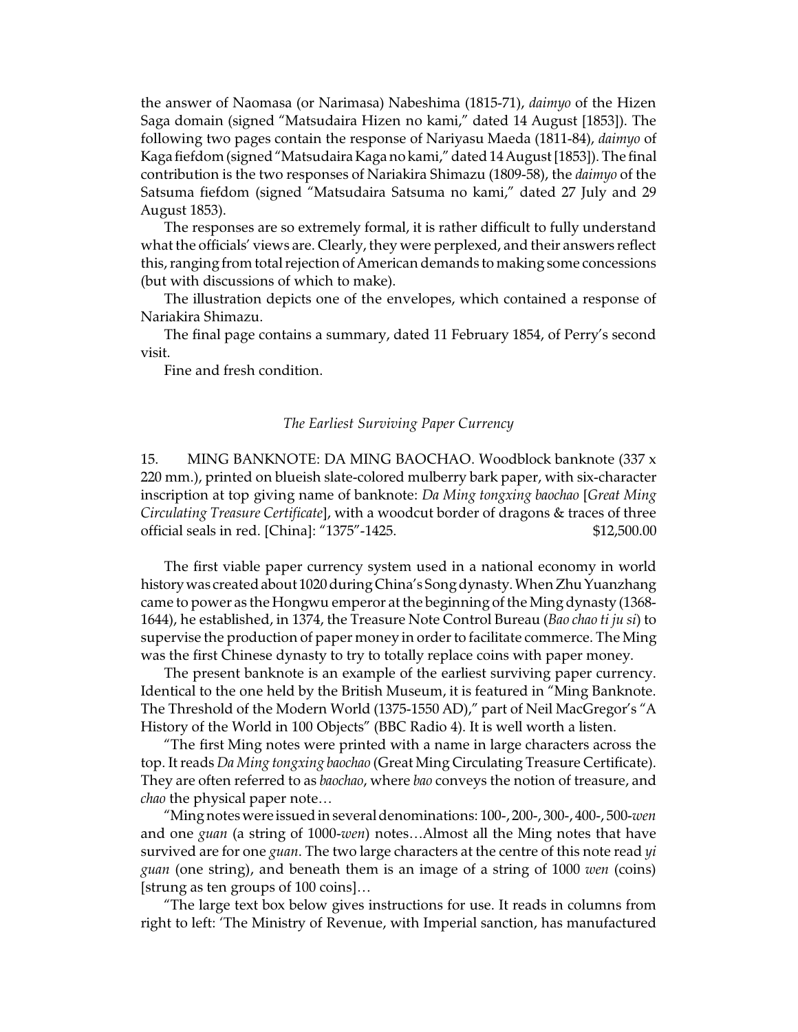the answer of Naomasa (or Narimasa) Nabeshima (1815-71), *daimyo* of the Hizen Saga domain (signed "Matsudaira Hizen no kami," dated 14 August [1853]). The following two pages contain the response of Nariyasu Maeda (1811-84), *daimyo* of Kaga fiefdom (signed "Matsudaira Kaga no kami," dated 14 August [1853]). The final contribution is the two responses of Nariakira Shimazu (1809-58), the *daimyo* of the Satsuma fiefdom (signed "Matsudaira Satsuma no kami," dated 27 July and 29 August 1853).

The responses are so extremely formal, it is rather difficult to fully understand what the officials' views are. Clearly, they were perplexed, and their answers reflect this, ranging from total rejection of American demands to making some concessions (but with discussions of which to make).

The illustration depicts one of the envelopes, which contained a response of Nariakira Shimazu.

The final page contains a summary, dated 11 February 1854, of Perry's second visit.

Fine and fresh condition.

*The Earliest Surviving Paper Currency*

15. MING BANKNOTE: DA MING BAOCHAO. Woodblock banknote (337 x 220 mm.), printed on blueish slate-colored mulberry bark paper, with six-character inscription at top giving name of banknote: *Da Ming tongxing baochao* [*Great Ming Circulating Treasure Certificate*], with a woodcut border of dragons & traces of three official seals in red. [China]: "1375"-1425. $12,500.00

The first viable paper currency system used in a national economy in world history was created about 1020 during China's Song dynasty. When Zhu Yuanzhang came to power as the Hongwu emperor at the beginning of the Ming dynasty (1368-1644), he established, in 1374, the Treasure Note Control Bureau (*Bao chao ti ju si*) to supervise the production of paper money in order to facilitate commerce. The Ming was the first Chinese dynasty to try to totally replace coins with paper money.

The present banknote is an example of the earliest surviving paper currency. Identical to the one held by the British Museum, it is featured in "Ming Banknote. The Threshold of the Modern World (1375-1550 AD)," part of Neil MacGregor's "A History of the World in 100 Objects" (BBC Radio 4). It is well worth a listen.

"The first Ming notes were printed with a name in large characters across the top. It reads *Da Ming tongxing baochao* (Great Ming Circulating Treasure Certificate). They are often referred to as *baochao*, where *bao* conveys the notion of treasure, and *chao* the physical paper note…

"Ming notes were issued in several denominations: 100-, 200-, 300-, 400-, 500-*wen* and one *guan* (a string of 1000-*wen*) notes…Almost all the Ming notes that have survived are for one *guan*. The two large characters at the centre of this note read *yi guan* (one string), and beneath them is an image of a string of 1000 *wen* (coins) [strung as ten groups of 100 coins]…

"The large text box below gives instructions for use. It reads in columns from right to left: 'The Ministry of Revenue, with Imperial sanction, has manufactured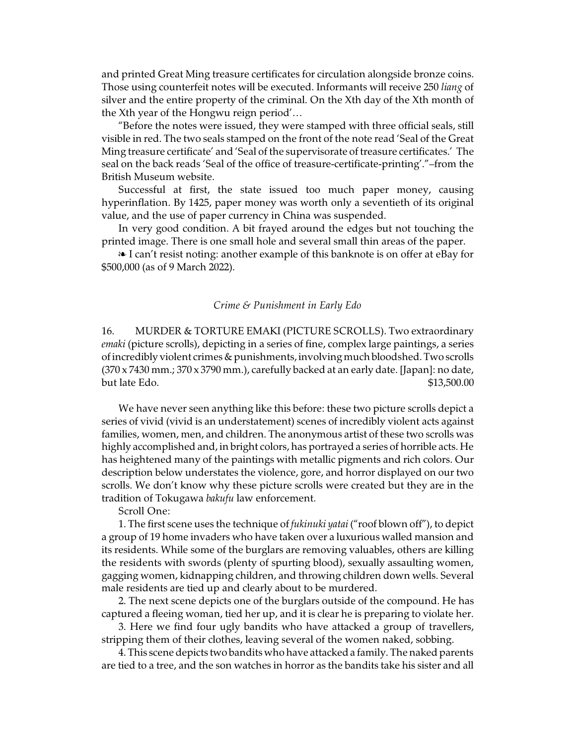and printed Great Ming treasure certificates for circulation alongside bronze coins. Those using counterfeit notes will be executed. Informants will receive 250 *liang* of silver and the entire property of the criminal. On the Xth day of the Xth month of the Xth year of the Hongwu reign period'…

"Before the notes were issued, they were stamped with three official seals, still visible in red. The two seals stamped on the front of the note read 'Seal of the Great Ming treasure certificate' and 'Seal of the supervisorate of treasure certificates.' The seal on the back reads 'Seal of the office of treasure-certificate-printing'."–from the British Museum website.

Successful at first, the state issued too much paper money, causing hyperinflation. By 1425, paper money was worth only a seventieth of its original value, and the use of paper currency in China was suspended.

In very good condition. A bit frayed around the edges but not touching the printed image. There is one small hole and several small thin areas of the paper.

❧ I can't resist noting: another example of this banknote is on offer at eBay for $500,000 (as of 9 March 2022).

### *Crime & Punishment in Early Edo*

16. MURDER & TORTURE EMAKI (PICTURE SCROLLS). Two extraordinary *emaki* (picture scrolls), depicting in a series of fine, complex large paintings, a series of incredibly violent crimes & punishments, involving much bloodshed. Two scrolls (370 x 7430 mm.; 370 x 3790 mm.), carefully backed at an early date. [Japan]: no date, but late Edo. $13,500.00

We have never seen anything like this before: these two picture scrolls depict a series of vivid (vivid is an understatement) scenes of incredibly violent acts against families, women, men, and children. The anonymous artist of these two scrolls was highly accomplished and, in bright colors, has portrayed a series of horrible acts. He has heightened many of the paintings with metallic pigments and rich colors. Our description below understates the violence, gore, and horror displayed on our two scrolls. We don't know why these picture scrolls were created but they are in the tradition of Tokugawa *bakufu* law enforcement.

Scroll One:

1. The first scene uses the technique of *fukinuki yatai* ("roof blown off"), to depict a group of 19 home invaders who have taken over a luxurious walled mansion and its residents. While some of the burglars are removing valuables, others are killing the residents with swords (plenty of spurting blood), sexually assaulting women, gagging women, kidnapping children, and throwing children down wells. Several male residents are tied up and clearly about to be murdered.

2. The next scene depicts one of the burglars outside of the compound. He has captured a fleeing woman, tied her up, and it is clear he is preparing to violate her.

3. Here we find four ugly bandits who have attacked a group of travellers, stripping them of their clothes, leaving several of the women naked, sobbing.

4. This scene depicts two bandits who have attacked a family. The naked parents are tied to a tree, and the son watches in horror as the bandits take his sister and all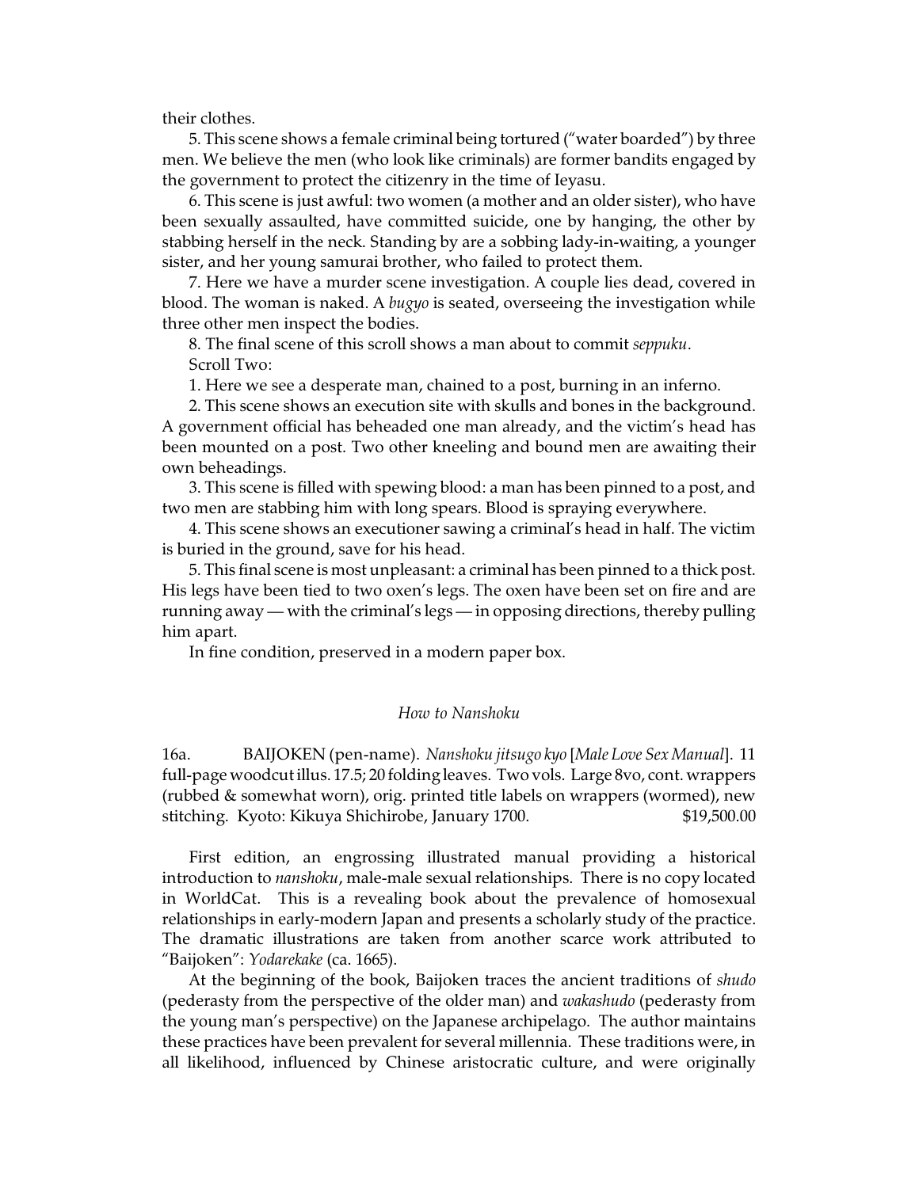their clothes.

5. This scene shows a female criminal being tortured ("water boarded") by three men. We believe the men (who look like criminals) are former bandits engaged by the government to protect the citizenry in the time of Ieyasu.

6. This scene is just awful: two women (a mother and an older sister), who have been sexually assaulted, have committed suicide, one by hanging, the other by stabbing herself in the neck. Standing by are a sobbing lady-in-waiting, a younger sister, and her young samurai brother, who failed to protect them.

7. Here we have a murder scene investigation. A couple lies dead, covered in blood. The woman is naked. A *bugyo* is seated, overseeing the investigation while three other men inspect the bodies.

8. The final scene of this scroll shows a man about to commit *seppuku*.

Scroll Two:

1. Here we see a desperate man, chained to a post, burning in an inferno.

2. This scene shows an execution site with skulls and bones in the background. A government official has beheaded one man already, and the victim's head has been mounted on a post. Two other kneeling and bound men are awaiting their own beheadings.

3. This scene is filled with spewing blood: a man has been pinned to a post, and two men are stabbing him with long spears. Blood is spraying everywhere.

4. This scene shows an executioner sawing a criminal's head in half. The victim is buried in the ground, save for his head.

5. This final scene is most unpleasant: a criminal has been pinned to a thick post. His legs have been tied to two oxen's legs. The oxen have been set on fire and are running away — with the criminal's legs — in opposing directions, thereby pulling him apart.

In fine condition, preserved in a modern paper box.

*How to Nanshoku*

16a. BAIJOKEN (pen-name). *Nanshoku jitsugo kyo* [*Male Love Sex Manual*]. 11 full-page woodcut illus. 17.5; 20 folding leaves. Two vols. Large 8vo, cont. wrappers (rubbed & somewhat worn), orig. printed title labels on wrappers (wormed), new stitching. Kyoto: Kikuya Shichirobe, January 1700. $19,500.00

First edition, an engrossing illustrated manual providing a historical introduction to *nanshoku*, male-male sexual relationships. There is no copy located in WorldCat. This is a revealing book about the prevalence of homosexual relationships in early-modern Japan and presents a scholarly study of the practice. The dramatic illustrations are taken from another scarce work attributed to "Baijoken": *Yodarekake* (ca. 1665).

At the beginning of the book, Baijoken traces the ancient traditions of *shudo* (pederasty from the perspective of the older man) and *wakashudo* (pederasty from the young man's perspective) on the Japanese archipelago. The author maintains these practices have been prevalent for several millennia. These traditions were, in all likelihood, influenced by Chinese aristocratic culture, and were originally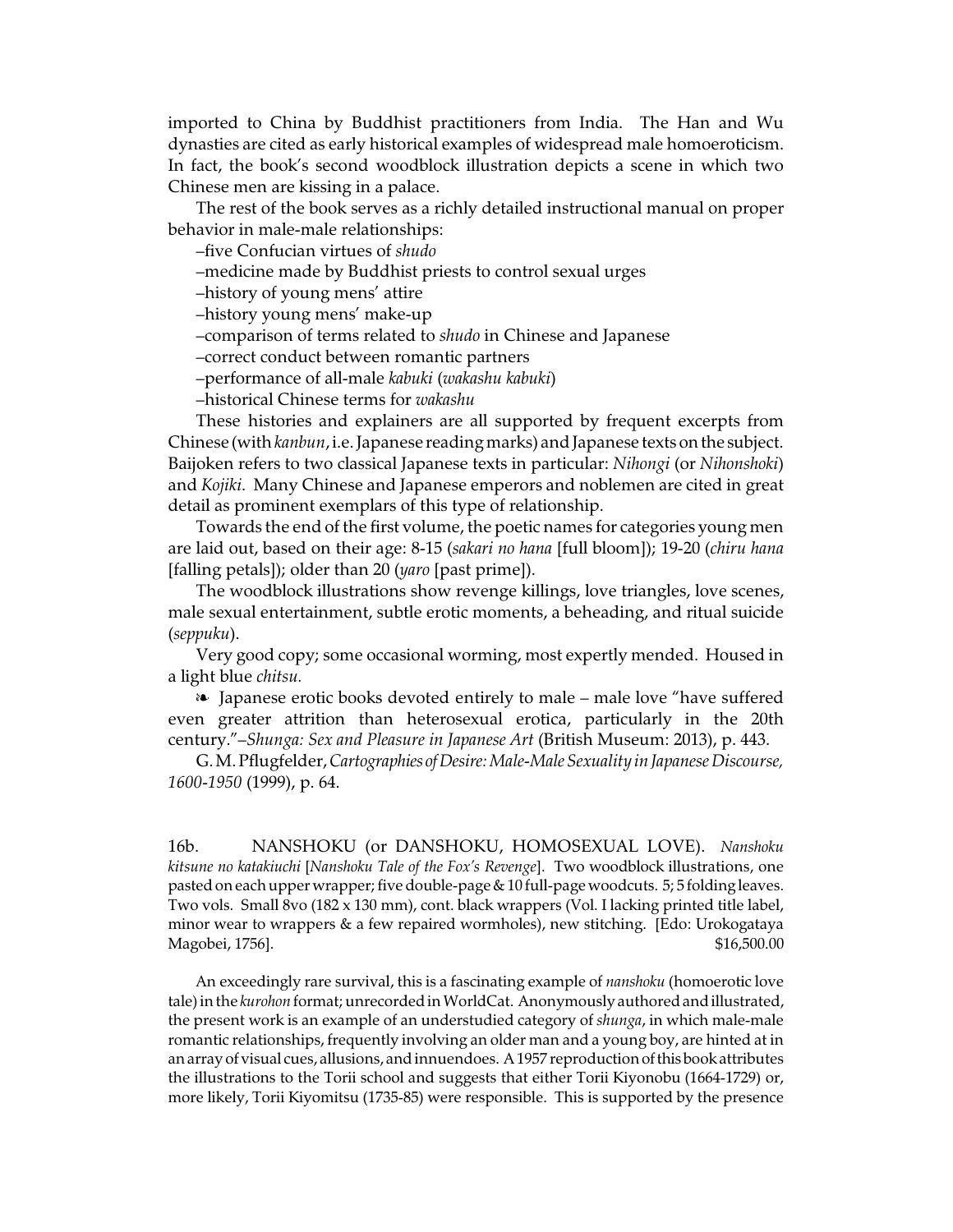imported to China by Buddhist practitioners from India. The Han and Wu dynasties are cited as early historical examples of widespread male homoeroticism. In fact, the book's second woodblock illustration depicts a scene in which two Chinese men are kissing in a palace.

The rest of the book serves as a richly detailed instructional manual on proper behavior in male-male relationships:

–five Confucian virtues of *shudo*

–medicine made by Buddhist priests to control sexual urges

–history of young mens' attire

–history young mens' make-up

–comparison of terms related to *shudo* in Chinese and Japanese

–correct conduct between romantic partners

–performance of all-male *kabuki* (*wakashu kabuki*)

–historical Chinese terms for *wakashu*

These histories and explainers are all supported by frequent excerpts from Chinese (with *kanbun*, i.e. Japanese reading marks) and Japanese texts on the subject. Baijoken refers to two classical Japanese texts in particular: *Nihongi* (or *Nihonshoki*) and *Kojiki*. Many Chinese and Japanese emperors and noblemen are cited in great detail as prominent exemplars of this type of relationship.

Towards the end of the first volume, the poetic names for categories young men are laid out, based on their age: 8-15 (*sakari no hana* [full bloom]); 19-20 (*chiru hana* [falling petals]); older than 20 (*yaro* [past prime]).

The woodblock illustrations show revenge killings, love triangles, love scenes, male sexual entertainment, subtle erotic moments, a beheading, and ritual suicide (*seppuku*).

Very good copy; some occasional worming, most expertly mended. Housed in a light blue *chitsu.*

❧ Japanese erotic books devoted entirely to male – male love "have suffered even greater attrition than heterosexual erotica, particularly in the 20th century."–*Shunga: Sex and Pleasure in Japanese Art* (British Museum: 2013), p. 443.

G. M. Pflugfelder, *Cartographies of Desire: Male-Male Sexuality in Japanese Discourse, 1600-1950* (1999), p. 64.

16b. NANSHOKU (or DANSHOKU, HOMOSEXUAL LOVE). *Nanshoku kitsune no katakiuchi* [*Nanshoku Tale of the Fox's Revenge*]. Two woodblock illustrations, one pasted on each upper wrapper; five double-page & 10 full-page woodcuts. 5; 5 folding leaves. Two vols. Small 8vo (182 x 130 mm), cont. black wrappers (Vol. I lacking printed title label, minor wear to wrappers & a few repaired wormholes), new stitching. [Edo: Urokogataya Magobei, 1756]. $16,500.00

An exceedingly rare survival, this is a fascinating example of *nanshoku* (homoerotic love tale) in the *kurohon* format; unrecorded in WorldCat. Anonymously authored and illustrated, the present work is an example of an understudied category of *shunga*, in which male-male romantic relationships, frequently involving an older man and a young boy, are hinted at in an array of visual cues, allusions, and innuendoes. A 1957 reproduction of this book attributes the illustrations to the Torii school and suggests that either Torii Kiyonobu (1664-1729) or, more likely, Torii Kiyomitsu (1735-85) were responsible. This is supported by the presence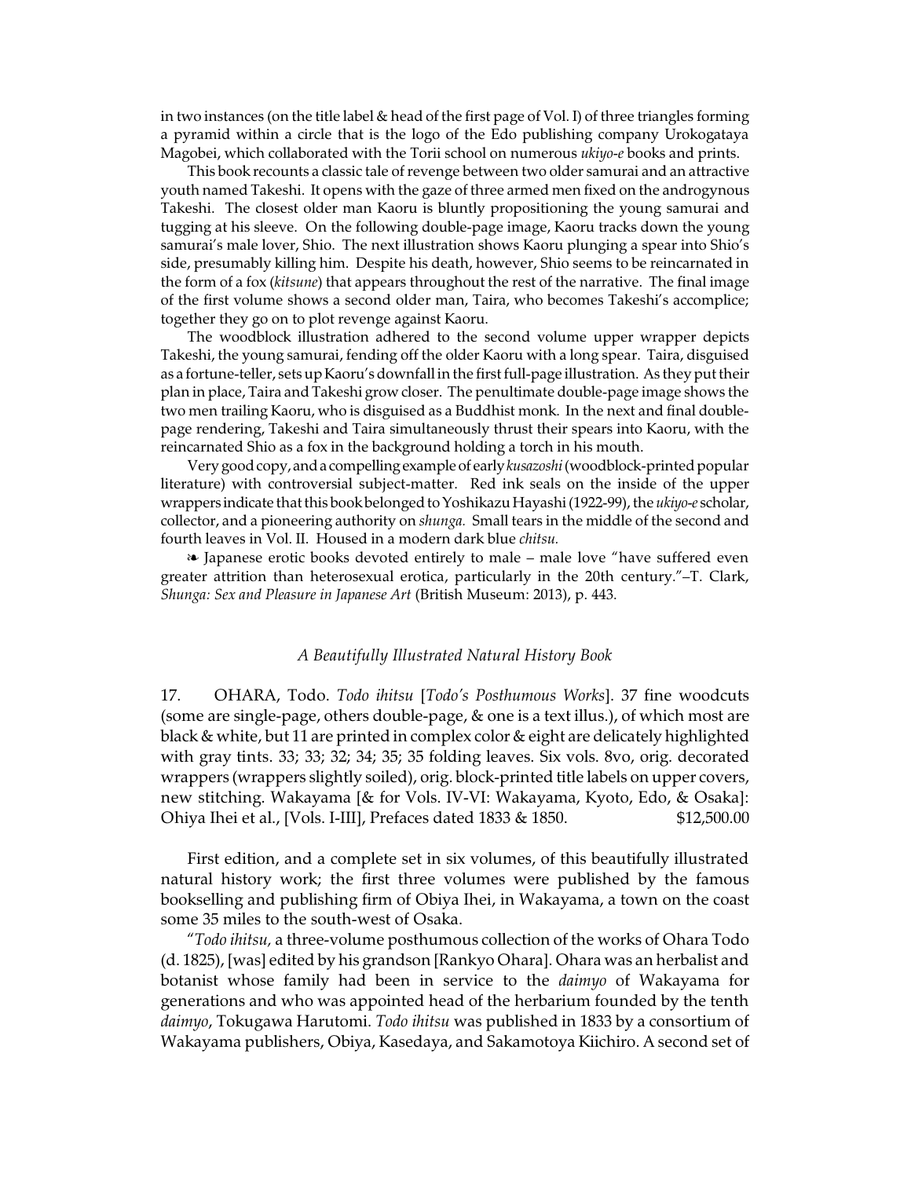in two instances (on the title label & head of the first page of Vol. I) of three triangles forming a pyramid within a circle that is the logo of the Edo publishing company Urokogataya Magobei, which collaborated with the Torii school on numerous *ukiyo-e* books and prints.

This book recounts a classic tale of revenge between two older samurai and an attractive youth named Takeshi. It opens with the gaze of three armed men fixed on the androgynous Takeshi. The closest older man Kaoru is bluntly propositioning the young samurai and tugging at his sleeve. On the following double-page image, Kaoru tracks down the young samurai's male lover, Shio. The next illustration shows Kaoru plunging a spear into Shio's side, presumably killing him. Despite his death, however, Shio seems to be reincarnated in the form of a fox (*kitsune*) that appears throughout the rest of the narrative. The final image of the first volume shows a second older man, Taira, who becomes Takeshi's accomplice; together they go on to plot revenge against Kaoru.

The woodblock illustration adhered to the second volume upper wrapper depicts Takeshi, the young samurai, fending off the older Kaoru with a long spear. Taira, disguised as a fortune-teller, sets up Kaoru's downfall in the first full-page illustration. As they put their plan in place, Taira and Takeshi grow closer. The penultimate double-page image shows the two men trailing Kaoru, who is disguised as a Buddhist monk. In the next and final double-page rendering, Takeshi and Taira simultaneously thrust their spears into Kaoru, with the reincarnated Shio as a fox in the background holding a torch in his mouth.

Very good copy, and a compelling example of early *kusazoshi* (woodblock-printed popular literature) with controversial subject-matter. Red ink seals on the inside of the upper wrappers indicate that this book belonged to Yoshikazu Hayashi (1922-99), the *ukiyo-e* scholar, collector, and a pioneering authority on *shunga.* Small tears in the middle of the second and fourth leaves in Vol. II. Housed in a modern dark blue *chitsu.*

❧ Japanese erotic books devoted entirely to male – male love "have suffered even greater attrition than heterosexual erotica, particularly in the 20th century."–T. Clark, *Shunga: Sex and Pleasure in Japanese Art* (British Museum: 2013), p. 443.

*A Beautifully Illustrated Natural History Book*

17. OHARA, Todo. *Todo ihitsu* [*Todo's Posthumous Works*]. 37 fine woodcuts (some are single-page, others double-page, & one is a text illus.), of which most are black & white, but 11 are printed in complex color & eight are delicately highlighted with gray tints. 33; 33; 32; 34; 35; 35 folding leaves. Six vols. 8vo, orig. decorated wrappers (wrappers slightly soiled), orig. block-printed title labels on upper covers, new stitching. Wakayama [& for Vols. IV-VI: Wakayama, Kyoto, Edo, & Osaka]: Ohiya Ihei et al., [Vols. I-III], Prefaces dated 1833 & 1850. $12,500.00

First edition, and a complete set in six volumes, of this beautifully illustrated natural history work; the first three volumes were published by the famous bookselling and publishing firm of Obiya Ihei, in Wakayama, a town on the coast some 35 miles to the south-west of Osaka.

"*Todo ihitsu,* a three-volume posthumous collection of the works of Ohara Todo (d. 1825), [was] edited by his grandson [Rankyo Ohara]. Ohara was an herbalist and botanist whose family had been in service to the *daimyo* of Wakayama for generations and who was appointed head of the herbarium founded by the tenth *daimyo*, Tokugawa Harutomi. *Todo ihitsu* was published in 1833 by a consortium of Wakayama publishers, Obiya, Kasedaya, and Sakamotoya Kiichiro. A second set of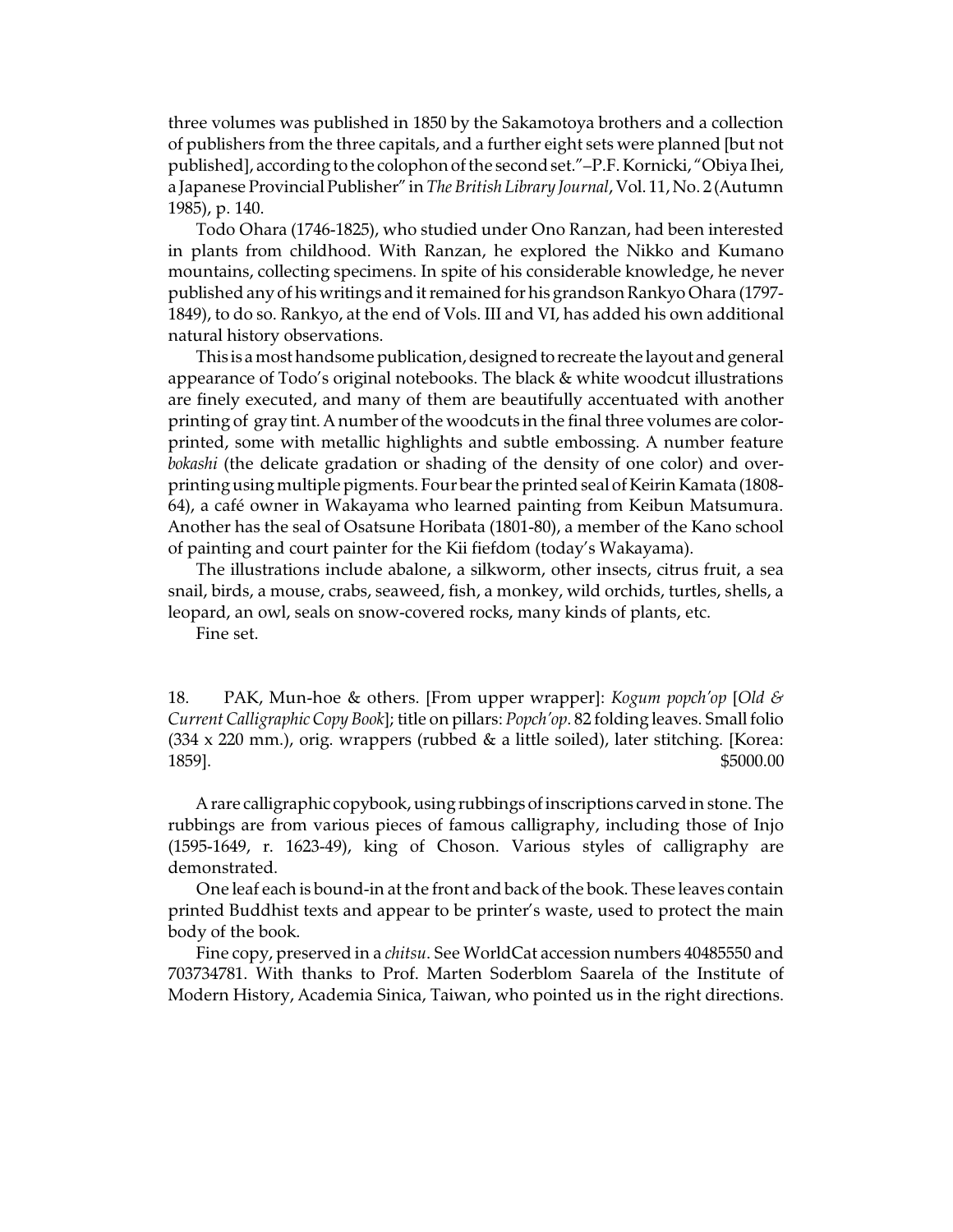three volumes was published in 1850 by the Sakamotoya brothers and a collection of publishers from the three capitals, and a further eight sets were planned [but not published], according to the colophon of the second set."–P.F. Kornicki, "Obiya Ihei, a Japanese Provincial Publisher" in *The British Library Journal*, Vol. 11, No. 2 (Autumn 1985), p. 140.

Todo Ohara (1746-1825), who studied under Ono Ranzan, had been interested in plants from childhood. With Ranzan, he explored the Nikko and Kumano mountains, collecting specimens. In spite of his considerable knowledge, he never published any of his writings and it remained for his grandson Rankyo Ohara (1797-1849), to do so. Rankyo, at the end of Vols. III and VI, has added his own additional natural history observations.

This is a most handsome publication, designed to recreate the layout and general appearance of Todo's original notebooks. The black & white woodcut illustrations are finely executed, and many of them are beautifully accentuated with another printing of gray tint. A number of the woodcuts in the final three volumes are color-printed, some with metallic highlights and subtle embossing. A number feature *bokashi* (the delicate gradation or shading of the density of one color) and over-printing using multiple pigments. Four bear the printed seal of Keirin Kamata (1808-64), a café owner in Wakayama who learned painting from Keibun Matsumura. Another has the seal of Osatsune Horibata (1801-80), a member of the Kano school of painting and court painter for the Kii fiefdom (today's Wakayama).

The illustrations include abalone, a silkworm, other insects, citrus fruit, a sea snail, birds, a mouse, crabs, seaweed, fish, a monkey, wild orchids, turtles, shells, a leopard, an owl, seals on snow-covered rocks, many kinds of plants, etc.

Fine set.

18. PAK, Mun-hoe & others. [From upper wrapper]: *Kogum popch'op* [*Old & Current Calligraphic Copy Book*]; title on pillars: *Popch'op*. 82 folding leaves. Small folio (334 x 220 mm.), orig. wrappers (rubbed & a little soiled), later stitching. [Korea: 1859]. $5000.00

A rare calligraphic copybook, using rubbings of inscriptions carved in stone. The rubbings are from various pieces of famous calligraphy, including those of Injo (1595-1649, r. 1623-49), king of Choson. Various styles of calligraphy are demonstrated.

One leaf each is bound-in at the front and back of the book. These leaves contain printed Buddhist texts and appear to be printer's waste, used to protect the main body of the book.

Fine copy, preserved in a *chitsu*. See WorldCat accession numbers 40485550 and 703734781. With thanks to Prof. Marten Soderblom Saarela of the Institute of Modern History, Academia Sinica, Taiwan, who pointed us in the right directions.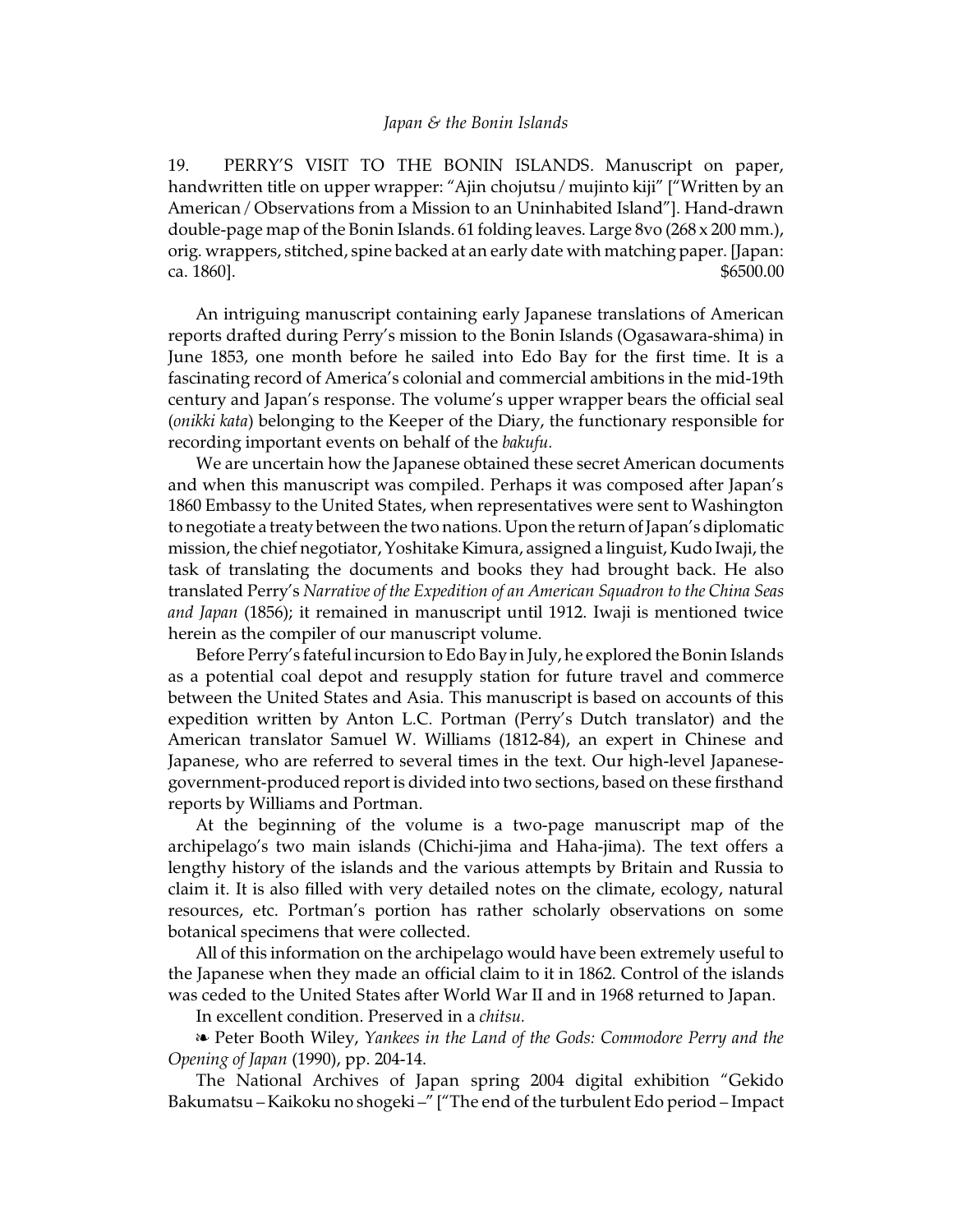19. PERRY'S VISIT TO THE BONIN ISLANDS. Manuscript on paper, handwritten title on upper wrapper: "Ajin chojutsu / mujinto kiji" ["Written by an American / Observations from a Mission to an Uninhabited Island"]. Hand-drawn double-page map of the Bonin Islands. 61 folding leaves. Large 8vo (268 x 200 mm.), orig. wrappers, stitched, spine backed at an early date with matching paper. [Japan: ca. 1860]. $6500.00

An intriguing manuscript containing early Japanese translations of American reports drafted during Perry's mission to the Bonin Islands (Ogasawara-shima) in June 1853, one month before he sailed into Edo Bay for the first time. It is a fascinating record of America's colonial and commercial ambitions in the mid-19th century and Japan's response. The volume's upper wrapper bears the official seal (*onikki kata*) belonging to the Keeper of the Diary, the functionary responsible for recording important events on behalf of the *bakufu.*

We are uncertain how the Japanese obtained these secret American documents and when this manuscript was compiled. Perhaps it was composed after Japan's 1860 Embassy to the United States, when representatives were sent to Washington to negotiate a treaty between the two nations. Upon the return of Japan's diplomatic mission, the chief negotiator, Yoshitake Kimura, assigned a linguist, Kudo Iwaji, the task of translating the documents and books they had brought back. He also translated Perry's *Narrative of the Expedition of an American Squadron to the China Seas and Japan* (1856); it remained in manuscript until 1912. Iwaji is mentioned twice herein as the compiler of our manuscript volume.

Before Perry's fateful incursion to Edo Bay in July, he explored the Bonin Islands as a potential coal depot and resupply station for future travel and commerce between the United States and Asia. This manuscript is based on accounts of this expedition written by Anton L.C. Portman (Perry's Dutch translator) and the American translator Samuel W. Williams (1812-84), an expert in Chinese and Japanese, who are referred to several times in the text. Our high-level Japanese-government-produced report is divided into two sections, based on these firsthand reports by Williams and Portman.

At the beginning of the volume is a two-page manuscript map of the archipelago's two main islands (Chichi-jima and Haha-jima). The text offers a lengthy history of the islands and the various attempts by Britain and Russia to claim it. It is also filled with very detailed notes on the climate, ecology, natural resources, etc. Portman's portion has rather scholarly observations on some botanical specimens that were collected.

All of this information on the archipelago would have been extremely useful to the Japanese when they made an official claim to it in 1862. Control of the islands was ceded to the United States after World War II and in 1968 returned to Japan.

In excellent condition. Preserved in a *chitsu.*

❧ Peter Booth Wiley, *Yankees in the Land of the Gods: Commodore Perry and the Opening of Japan* (1990), pp. 204-14.

The National Archives of Japan spring 2004 digital exhibition "Gekido Bakumatsu – Kaikoku no shogeki –" ["The end of the turbulent Edo period – Impact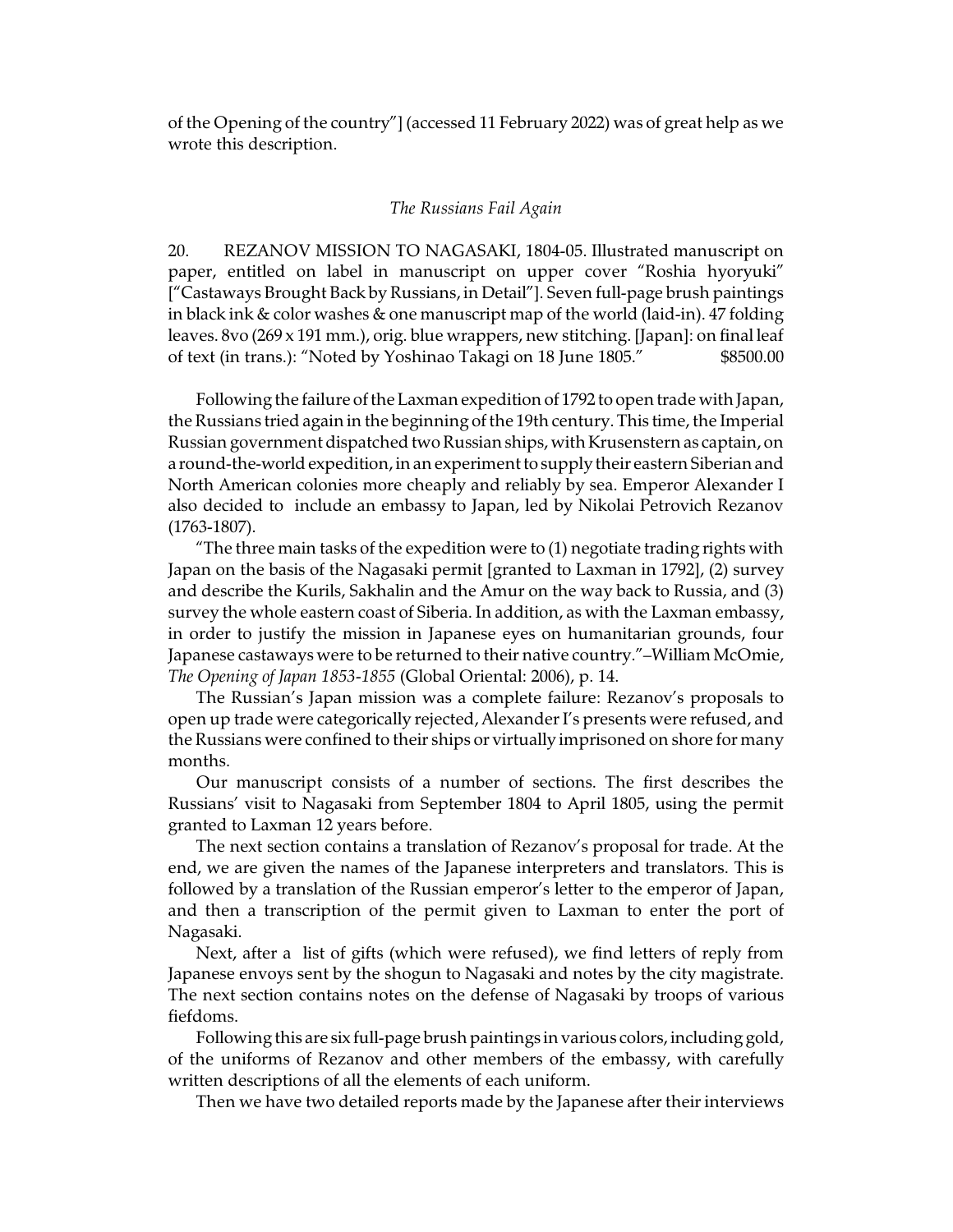of the Opening of the country"] (accessed 11 February 2022) was of great help as we wrote this description.

*The Russians Fail Again*

20. REZANOV MISSION TO NAGASAKI, 1804-05. Illustrated manuscript on paper, entitled on label in manuscript on upper cover "Roshia hyoryuki" ["Castaways Brought Back by Russians, in Detail"]. Seven full-page brush paintings in black ink & color washes & one manuscript map of the world (laid-in). 47 folding leaves. 8vo (269 x 191 mm.), orig. blue wrappers, new stitching. [Japan]: on final leaf of text (in trans.): "Noted by Yoshinao Takagi on 18 June 1805." $8500.00

Following the failure of the Laxman expedition of 1792 to open trade with Japan, the Russians tried again in the beginning of the 19th century. This time, the Imperial Russian government dispatched two Russian ships, with Krusenstern as captain, on a round-the-world expedition, in an experiment to supply their eastern Siberian and North American colonies more cheaply and reliably by sea. Emperor Alexander I also decided to include an embassy to Japan, led by Nikolai Petrovich Rezanov (1763-1807).

"The three main tasks of the expedition were to (1) negotiate trading rights with Japan on the basis of the Nagasaki permit [granted to Laxman in 1792], (2) survey and describe the Kurils, Sakhalin and the Amur on the way back to Russia, and (3) survey the whole eastern coast of Siberia. In addition, as with the Laxman embassy, in order to justify the mission in Japanese eyes on humanitarian grounds, four Japanese castaways were to be returned to their native country."–William McOmie, *The Opening of Japan 1853-1855* (Global Oriental: 2006), p. 14.

The Russian's Japan mission was a complete failure: Rezanov's proposals to open up trade were categorically rejected, Alexander I's presents were refused, and the Russians were confined to their ships or virtually imprisoned on shore for many months.

Our manuscript consists of a number of sections. The first describes the Russians' visit to Nagasaki from September 1804 to April 1805, using the permit granted to Laxman 12 years before.

The next section contains a translation of Rezanov's proposal for trade. At the end, we are given the names of the Japanese interpreters and translators. This is followed by a translation of the Russian emperor's letter to the emperor of Japan, and then a transcription of the permit given to Laxman to enter the port of Nagasaki.

Next, after a list of gifts (which were refused), we find letters of reply from Japanese envoys sent by the shogun to Nagasaki and notes by the city magistrate. The next section contains notes on the defense of Nagasaki by troops of various fiefdoms.

Following this are six full-page brush paintings in various colors, including gold, of the uniforms of Rezanov and other members of the embassy, with carefully written descriptions of all the elements of each uniform.

Then we have two detailed reports made by the Japanese after their interviews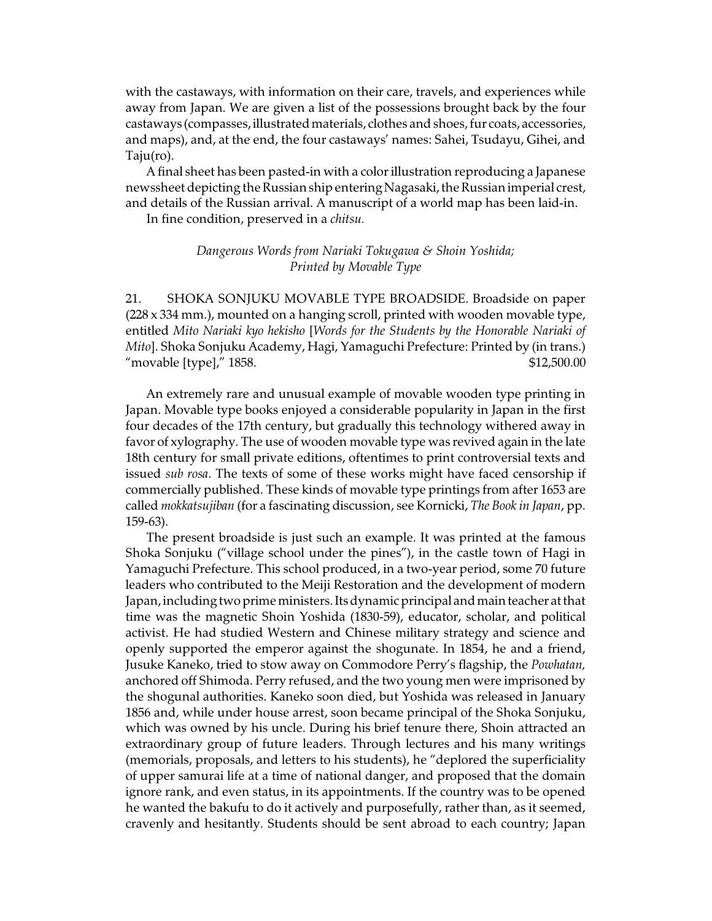with the castaways, with information on their care, travels, and experiences while away from Japan. We are given a list of the possessions brought back by the four castaways (compasses, illustrated materials, clothes and shoes, fur coats, accessories, and maps), and, at the end, the four castaways' names: Sahei, Tsudayu, Gihei, and Taju(ro).

A final sheet has been pasted-in with a color illustration reproducing a Japanese newssheet depicting the Russian ship entering Nagasaki, the Russian imperial crest, and details of the Russian arrival. A manuscript of a world map has been laid-in.

In fine condition, preserved in a *chitsu.*

*Dangerous Words from Nariaki Tokugawa & Shoin Yoshida;*
*Printed by Movable Type*

21. SHOKA SONJUKU MOVABLE TYPE BROADSIDE. Broadside on paper (228 x 334 mm.), mounted on a hanging scroll, printed with wooden movable type, entitled *Mito Nariaki kyo hekisho* [*Words for the Students by the Honorable Nariaki of Mito*]. Shoka Sonjuku Academy, Hagi, Yamaguchi Prefecture: Printed by (in trans.) "movable [type]," 1858. $12,500.00

An extremely rare and unusual example of movable wooden type printing in Japan. Movable type books enjoyed a considerable popularity in Japan in the first four decades of the 17th century, but gradually this technology withered away in favor of xylography. The use of wooden movable type was revived again in the late 18th century for small private editions, oftentimes to print controversial texts and issued *sub rosa*. The texts of some of these works might have faced censorship if commercially published. These kinds of movable type printings from after 1653 are called *mokkatsujiban* (for a fascinating discussion, see Kornicki, *The Book in Japan*, pp. 159-63).

The present broadside is just such an example. It was printed at the famous Shoka Sonjuku ("village school under the pines"), in the castle town of Hagi in Yamaguchi Prefecture. This school produced, in a two-year period, some 70 future leaders who contributed to the Meiji Restoration and the development of modern Japan, including two prime ministers. Its dynamic principal and main teacher at that time was the magnetic Shoin Yoshida (1830-59), educator, scholar, and political activist. He had studied Western and Chinese military strategy and science and openly supported the emperor against the shogunate. In 1854, he and a friend, Jusuke Kaneko, tried to stow away on Commodore Perry's flagship, the *Powhatan,* anchored off Shimoda. Perry refused, and the two young men were imprisoned by the shogunal authorities. Kaneko soon died, but Yoshida was released in January 1856 and, while under house arrest, soon became principal of the Shoka Sonjuku, which was owned by his uncle. During his brief tenure there, Shoin attracted an extraordinary group of future leaders. Through lectures and his many writings (memorials, proposals, and letters to his students), he "deplored the superficiality of upper samurai life at a time of national danger, and proposed that the domain ignore rank, and even status, in its appointments. If the country was to be opened he wanted the bakufu to do it actively and purposefully, rather than, as it seemed, cravenly and hesitantly. Students should be sent abroad to each country; Japan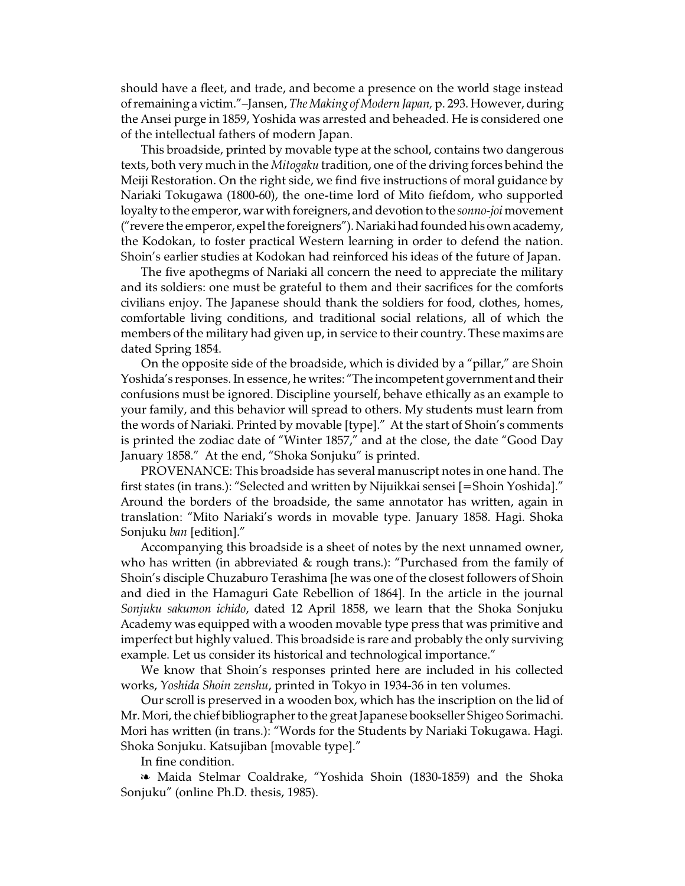should have a fleet, and trade, and become a presence on the world stage instead of remaining a victim."–Jansen, *The Making of Modern Japan*, p. 293. However, during the Ansei purge in 1859, Yoshida was arrested and beheaded. He is considered one of the intellectual fathers of modern Japan.

This broadside, printed by movable type at the school, contains two dangerous texts, both very much in the *Mitogaku* tradition, one of the driving forces behind the Meiji Restoration. On the right side, we find five instructions of moral guidance by Nariaki Tokugawa (1800-60), the one-time lord of Mito fiefdom, who supported loyalty to the emperor, war with foreigners, and devotion to the *sonno-joi* movement ("revere the emperor, expel the foreigners"). Nariaki had founded his own academy, the Kodokan, to foster practical Western learning in order to defend the nation. Shoin's earlier studies at Kodokan had reinforced his ideas of the future of Japan.

The five apothegms of Nariaki all concern the need to appreciate the military and its soldiers: one must be grateful to them and their sacrifices for the comforts civilians enjoy. The Japanese should thank the soldiers for food, clothes, homes, comfortable living conditions, and traditional social relations, all of which the members of the military had given up, in service to their country. These maxims are dated Spring 1854.

On the opposite side of the broadside, which is divided by a "pillar," are Shoin Yoshida's responses. In essence, he writes: "The incompetent government and their confusions must be ignored. Discipline yourself, behave ethically as an example to your family, and this behavior will spread to others. My students must learn from the words of Nariaki. Printed by movable [type]." At the start of Shoin's comments is printed the zodiac date of "Winter 1857," and at the close, the date "Good Day January 1858." At the end, "Shoka Sonjuku" is printed.

PROVENANCE: This broadside has several manuscript notes in one hand. The first states (in trans.): "Selected and written by Nijuikkai sensei [=Shoin Yoshida]." Around the borders of the broadside, the same annotator has written, again in translation: "Mito Nariaki's words in movable type. January 1858. Hagi. Shoka Sonjuku *ban* [edition]."

Accompanying this broadside is a sheet of notes by the next unnamed owner, who has written (in abbreviated & rough trans.): "Purchased from the family of Shoin's disciple Chuzaburo Terashima [he was one of the closest followers of Shoin and died in the Hamaguri Gate Rebellion of 1864]. In the article in the journal *Sonjuku sakumon ichido*, dated 12 April 1858, we learn that the Shoka Sonjuku Academy was equipped with a wooden movable type press that was primitive and imperfect but highly valued. This broadside is rare and probably the only surviving example. Let us consider its historical and technological importance."

We know that Shoin's responses printed here are included in his collected works, *Yoshida Shoin zenshu*, printed in Tokyo in 1934-36 in ten volumes.

Our scroll is preserved in a wooden box, which has the inscription on the lid of Mr. Mori, the chief bibliographer to the great Japanese bookseller Shigeo Sorimachi. Mori has written (in trans.): "Words for the Students by Nariaki Tokugawa. Hagi. Shoka Sonjuku. Katsujiban [movable type]."

In fine condition.

❧ Maida Stelmar Coaldrake, "Yoshida Shoin (1830-1859) and the Shoka Sonjuku" (online Ph.D. thesis, 1985).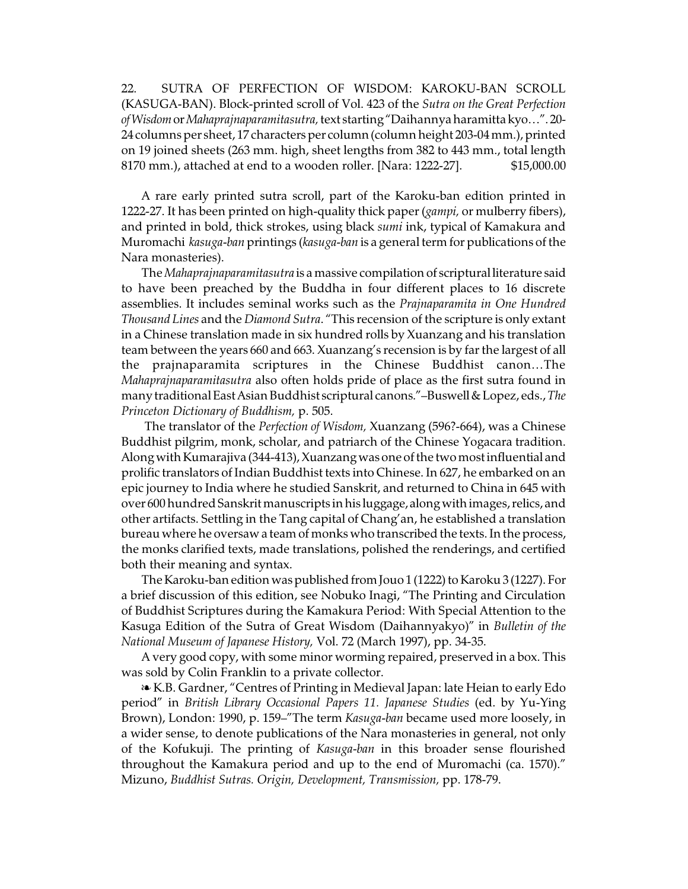22. SUTRA OF PERFECTION OF WISDOM: KAROKU-BAN SCROLL (KASUGA-BAN). Block-printed scroll of Vol. 423 of the *Sutra on the Great Perfection of Wisdom* or *Mahaprajnaparamitasutra,* text starting "Daihannya haramitta kyo…". 20-24 columns per sheet, 17 characters per column (column height 203-04 mm.), printed on 19 joined sheets (263 mm. high, sheet lengths from 382 to 443 mm., total length 8170 mm.), attached at end to a wooden roller. [Nara: 1222-27]. $15,000.00

A rare early printed sutra scroll, part of the Karoku-ban edition printed in 1222-27. It has been printed on high-quality thick paper (*gampi,* or mulberry fibers), and printed in bold, thick strokes, using black *sumi* ink, typical of Kamakura and Muromachi *kasuga-ban* printings (*kasuga-ban* is a general term for publications of the Nara monasteries).

The *Mahaprajnaparamitasutra* is a massive compilation of scriptural literature said to have been preached by the Buddha in four different places to 16 discrete assemblies. It includes seminal works such as the *Prajnaparamita in One Hundred Thousand Lines* and the *Diamond Sutra*. "This recension of the scripture is only extant in a Chinese translation made in six hundred rolls by Xuanzang and his translation team between the years 660 and 663. Xuanzang's recension is by far the largest of all the prajnaparamita scriptures in the Chinese Buddhist canon…The *Mahaprajnaparamitasutra* also often holds pride of place as the first sutra found in many traditional East Asian Buddhist scriptural canons."–Buswell & Lopez, eds., *The Princeton Dictionary of Buddhism,* p. 505.

The translator of the *Perfection of Wisdom,* Xuanzang (596?-664), was a Chinese Buddhist pilgrim, monk, scholar, and patriarch of the Chinese Yogacara tradition. Along with Kumarajiva (344-413), Xuanzang was one of the two most influential and prolific translators of Indian Buddhist texts into Chinese. In 627, he embarked on an epic journey to India where he studied Sanskrit, and returned to China in 645 with over 600 hundred Sanskrit manuscripts in his luggage, along with images, relics, and other artifacts. Settling in the Tang capital of Chang'an, he established a translation bureau where he oversaw a team of monks who transcribed the texts. In the process, the monks clarified texts, made translations, polished the renderings, and certified both their meaning and syntax.

The Karoku-ban edition was published from Jouo 1 (1222) to Karoku 3 (1227). For a brief discussion of this edition, see Nobuko Inagi, "The Printing and Circulation of Buddhist Scriptures during the Kamakura Period: With Special Attention to the Kasuga Edition of the Sutra of Great Wisdom (Daihannyakyo)" in *Bulletin of the National Museum of Japanese History,* Vol. 72 (March 1997), pp. 34-35.

A very good copy, with some minor worming repaired, preserved in a box. This was sold by Colin Franklin to a private collector.

❧ K.B. Gardner, "Centres of Printing in Medieval Japan: late Heian to early Edo period" in *British Library Occasional Papers 11. Japanese Studies* (ed. by Yu-Ying Brown), London: 1990, p. 159–"The term *Kasuga-ban* became used more loosely, in a wider sense, to denote publications of the Nara monasteries in general, not only of the Kofukuji. The printing of *Kasuga-ban* in this broader sense flourished throughout the Kamakura period and up to the end of Muromachi (ca. 1570)." Mizuno, *Buddhist Sutras. Origin, Development, Transmission,* pp. 178-79.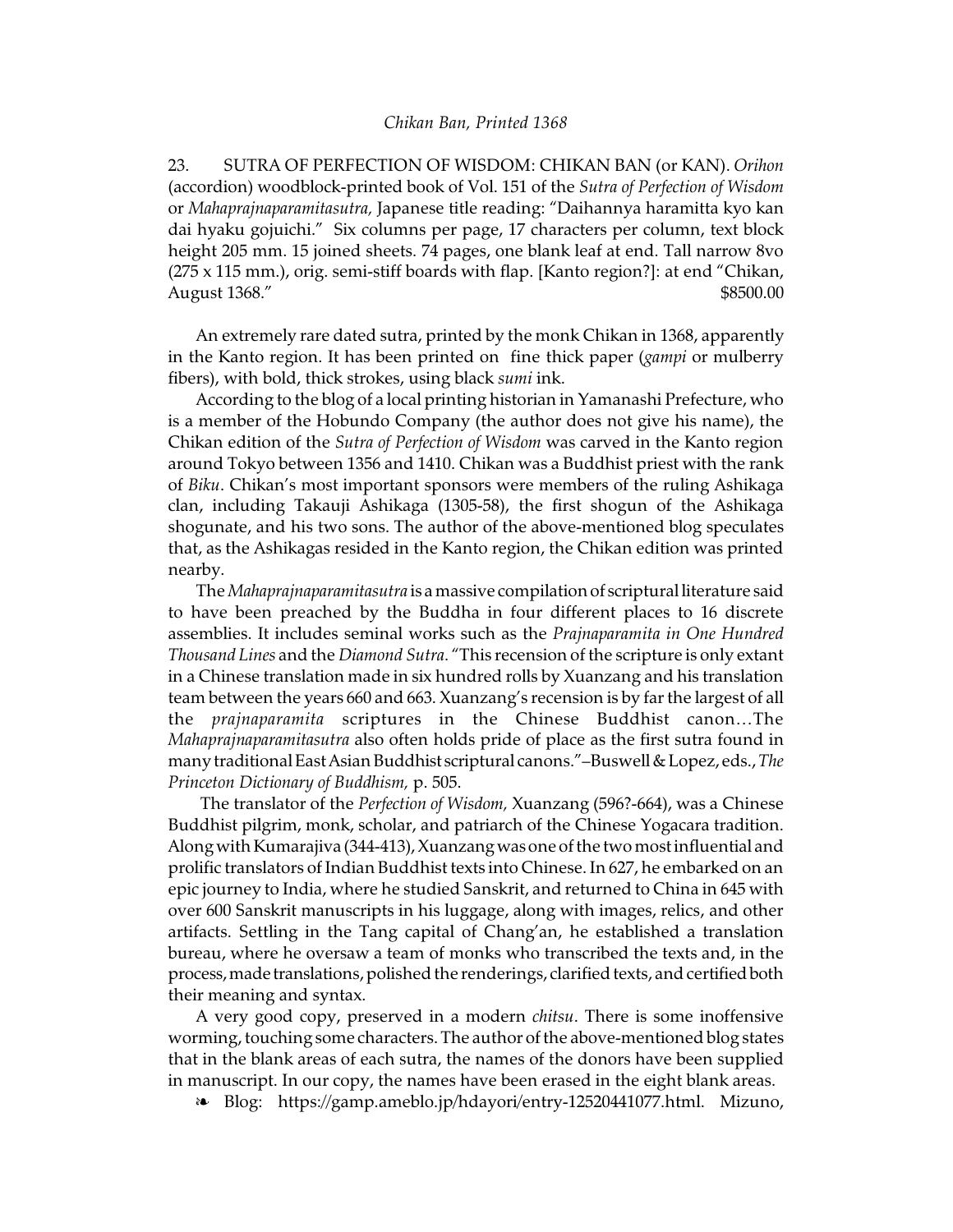*Chikan Ban, Printed 1368*

23. SUTRA OF PERFECTION OF WISDOM: CHIKAN BAN (or KAN). *Orihon* (accordion) woodblock-printed book of Vol. 151 of the *Sutra of Perfection of Wisdom* or *Mahaprajnaparamitasutra,* Japanese title reading: "Daihannya haramitta kyo kan dai hyaku gojuichi." Six columns per page, 17 characters per column, text block height 205 mm. 15 joined sheets. 74 pages, one blank leaf at end. Tall narrow 8vo (275 x 115 mm.), orig. semi-stiff boards with flap. [Kanto region?]: at end "Chikan, August 1368." $8500.00

An extremely rare dated sutra, printed by the monk Chikan in 1368, apparently in the Kanto region. It has been printed on fine thick paper (*gampi* or mulberry fibers), with bold, thick strokes, using black *sumi* ink.

According to the blog of a local printing historian in Yamanashi Prefecture, who is a member of the Hobundo Company (the author does not give his name), the Chikan edition of the *Sutra of Perfection of Wisdom* was carved in the Kanto region around Tokyo between 1356 and 1410. Chikan was a Buddhist priest with the rank of *Biku*. Chikan's most important sponsors were members of the ruling Ashikaga clan, including Takauji Ashikaga (1305-58), the first shogun of the Ashikaga shogunate, and his two sons. The author of the above-mentioned blog speculates that, as the Ashikagas resided in the Kanto region, the Chikan edition was printed nearby.

The *Mahaprajnaparamitasutra* is a massive compilation of scriptural literature said to have been preached by the Buddha in four different places to 16 discrete assemblies. It includes seminal works such as the *Prajnaparamita in One Hundred Thousand Lines* and the *Diamond Sutra*. "This recension of the scripture is only extant in a Chinese translation made in six hundred rolls by Xuanzang and his translation team between the years 660 and 663. Xuanzang's recension is by far the largest of all the *prajnaparamita* scriptures in the Chinese Buddhist canon…The *Mahaprajnaparamitasutra* also often holds pride of place as the first sutra found in many traditional East Asian Buddhist scriptural canons."–Buswell & Lopez, eds., *The Princeton Dictionary of Buddhism,* p. 505.

The translator of the *Perfection of Wisdom,* Xuanzang (596?-664), was a Chinese Buddhist pilgrim, monk, scholar, and patriarch of the Chinese Yogacara tradition. Along with Kumarajiva (344-413), Xuanzang was one of the two most influential and prolific translators of Indian Buddhist texts into Chinese. In 627, he embarked on an epic journey to India, where he studied Sanskrit, and returned to China in 645 with over 600 Sanskrit manuscripts in his luggage, along with images, relics, and other artifacts. Settling in the Tang capital of Chang'an, he established a translation bureau, where he oversaw a team of monks who transcribed the texts and, in the process, made translations, polished the renderings, clarified texts, and certified both their meaning and syntax.

A very good copy, preserved in a modern *chitsu*. There is some inoffensive worming, touching some characters. The author of the above-mentioned blog states that in the blank areas of each sutra, the names of the donors have been supplied in manuscript. In our copy, the names have been erased in the eight blank areas.

❧ Blog: https://gamp.ameblo.jp/hdayori/entry-12520441077.html. Mizuno,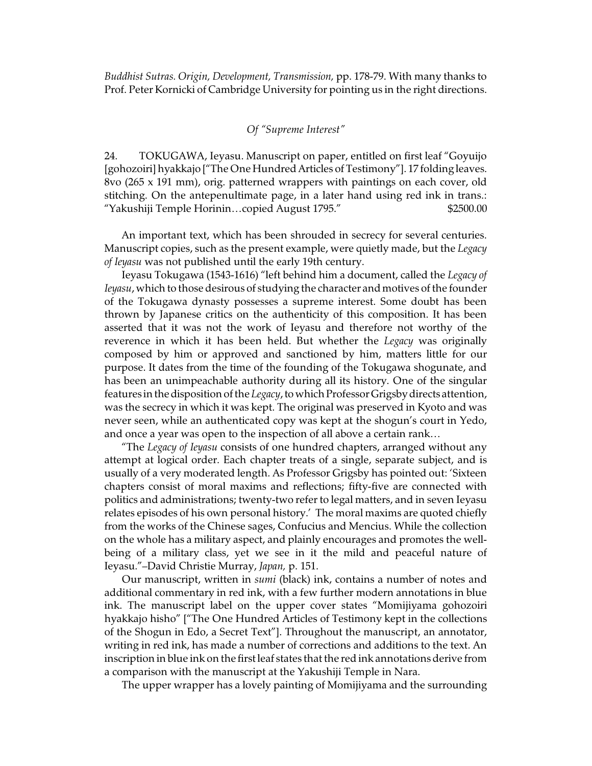*Buddhist Sutras. Origin, Development, Transmission,* pp. 178-79. With many thanks to Prof. Peter Kornicki of Cambridge University for pointing us in the right directions.

*Of "Supreme Interest"*

24. TOKUGAWA, Ieyasu. Manuscript on paper, entitled on first leaf "Goyuijo [gohozoiri] hyakkajo ["The One Hundred Articles of Testimony"]. 17 folding leaves. 8vo (265 x 191 mm), orig. patterned wrappers with paintings on each cover, old stitching. On the antepenultimate page, in a later hand using red ink in trans.: "Yakushiji Temple Horinin…copied August 1795." $2500.00

An important text, which has been shrouded in secrecy for several centuries. Manuscript copies, such as the present example, were quietly made, but the *Legacy of Ieyasu* was not published until the early 19th century.

Ieyasu Tokugawa (1543-1616) "left behind him a document, called the *Legacy of Ieyasu*, which to those desirous of studying the character and motives of the founder of the Tokugawa dynasty possesses a supreme interest. Some doubt has been thrown by Japanese critics on the authenticity of this composition. It has been asserted that it was not the work of Ieyasu and therefore not worthy of the reverence in which it has been held. But whether the *Legacy* was originally composed by him or approved and sanctioned by him, matters little for our purpose. It dates from the time of the founding of the Tokugawa shogunate, and has been an unimpeachable authority during all its history. One of the singular features in the disposition of the *Legacy*, to which Professor Grigsby directs attention, was the secrecy in which it was kept. The original was preserved in Kyoto and was never seen, while an authenticated copy was kept at the shogun's court in Yedo, and once a year was open to the inspection of all above a certain rank…

"The *Legacy of Ieyasu* consists of one hundred chapters, arranged without any attempt at logical order. Each chapter treats of a single, separate subject, and is usually of a very moderated length. As Professor Grigsby has pointed out: 'Sixteen chapters consist of moral maxims and reflections; fifty-five are connected with politics and administrations; twenty-two refer to legal matters, and in seven Ieyasu relates episodes of his own personal history.' The moral maxims are quoted chiefly from the works of the Chinese sages, Confucius and Mencius. While the collection on the whole has a military aspect, and plainly encourages and promotes the well-being of a military class, yet we see in it the mild and peaceful nature of Ieyasu."–David Christie Murray, *Japan,* p. 151.

Our manuscript, written in *sumi* (black) ink, contains a number of notes and additional commentary in red ink, with a few further modern annotations in blue ink. The manuscript label on the upper cover states "Momijiyama gohozoiri hyakkajo hisho" ["The One Hundred Articles of Testimony kept in the collections of the Shogun in Edo, a Secret Text"]. Throughout the manuscript, an annotator, writing in red ink, has made a number of corrections and additions to the text. An inscription in blue ink on the first leaf states that the red ink annotations derive from a comparison with the manuscript at the Yakushiji Temple in Nara.

The upper wrapper has a lovely painting of Momijiyama and the surrounding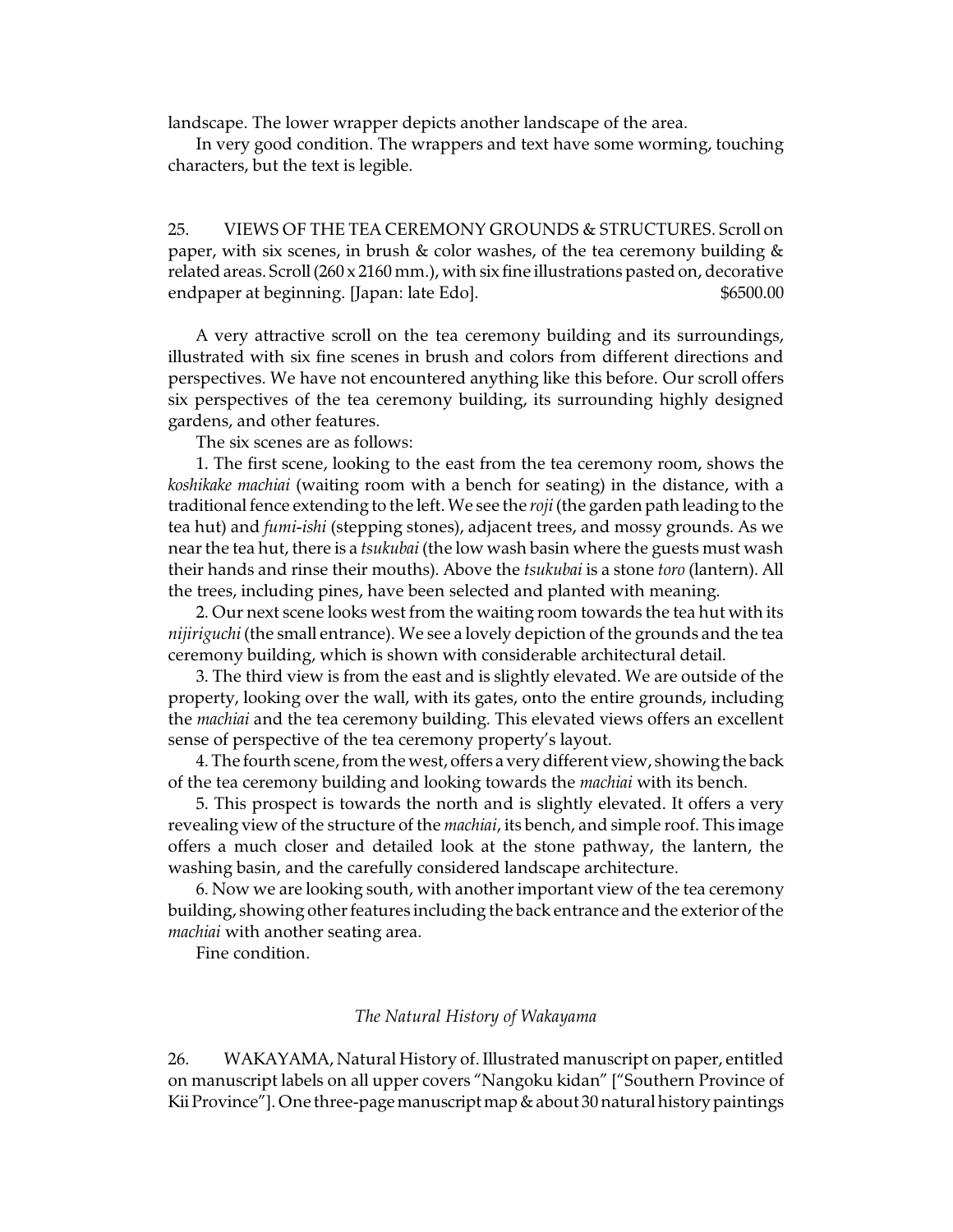landscape. The lower wrapper depicts another landscape of the area.

In very good condition. The wrappers and text have some worming, touching characters, but the text is legible.

25. VIEWS OF THE TEA CEREMONY GROUNDS & STRUCTURES. Scroll on paper, with six scenes, in brush & color washes, of the tea ceremony building & related areas. Scroll (260 x 2160 mm.), with six fine illustrations pasted on, decorative endpaper at beginning. [Japan: late Edo]. $6500.00

A very attractive scroll on the tea ceremony building and its surroundings, illustrated with six fine scenes in brush and colors from different directions and perspectives. We have not encountered anything like this before. Our scroll offers six perspectives of the tea ceremony building, its surrounding highly designed gardens, and other features.

The six scenes are as follows:

1. The first scene, looking to the east from the tea ceremony room, shows the *koshikake machiai* (waiting room with a bench for seating) in the distance, with a traditional fence extending to the left. We see the *roji* (the garden path leading to the tea hut) and *fumi-ishi* (stepping stones), adjacent trees, and mossy grounds. As we near the tea hut, there is a *tsukubai* (the low wash basin where the guests must wash their hands and rinse their mouths). Above the *tsukubai* is a stone *toro* (lantern). All the trees, including pines, have been selected and planted with meaning.

2. Our next scene looks west from the waiting room towards the tea hut with its *nijiriguchi* (the small entrance). We see a lovely depiction of the grounds and the tea ceremony building, which is shown with considerable architectural detail.

3. The third view is from the east and is slightly elevated. We are outside of the property, looking over the wall, with its gates, onto the entire grounds, including the *machiai* and the tea ceremony building. This elevated views offers an excellent sense of perspective of the tea ceremony property's layout.

4. The fourth scene, from the west, offers a very different view, showing the back of the tea ceremony building and looking towards the *machiai* with its bench.

5. This prospect is towards the north and is slightly elevated. It offers a very revealing view of the structure of the *machiai*, its bench, and simple roof. This image offers a much closer and detailed look at the stone pathway, the lantern, the washing basin, and the carefully considered landscape architecture.

6. Now we are looking south, with another important view of the tea ceremony building, showing other features including the back entrance and the exterior of the *machiai* with another seating area.

Fine condition.

*The Natural History of Wakayama*

26. WAKAYAMA, Natural History of. Illustrated manuscript on paper, entitled on manuscript labels on all upper covers "Nangoku kidan" ["Southern Province of Kii Province"]. One three-page manuscript map & about 30 natural history paintings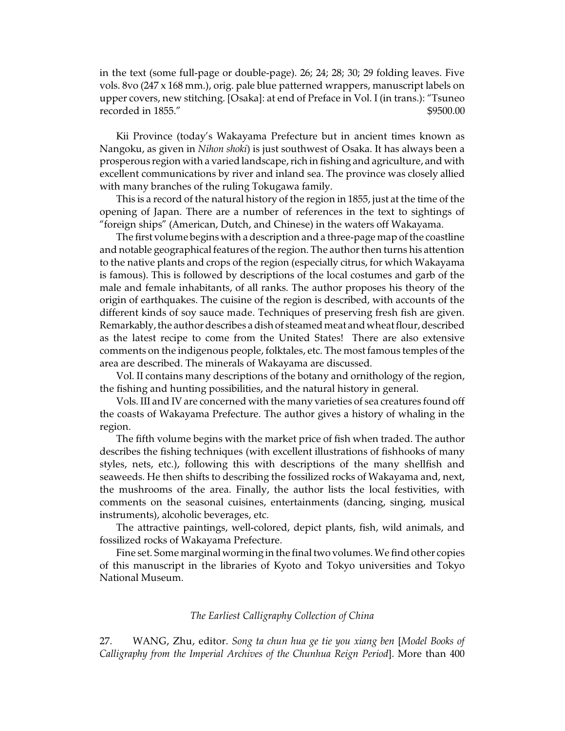in the text (some full-page or double-page). 26; 24; 28; 30; 29 folding leaves. Five vols. 8vo (247 x 168 mm.), orig. pale blue patterned wrappers, manuscript labels on upper covers, new stitching. [Osaka]: at end of Preface in Vol. I (in trans.): "Tsuneo recorded in 1855." $9500.00

Kii Province (today's Wakayama Prefecture but in ancient times known as Nangoku, as given in *Nihon shoki*) is just southwest of Osaka. It has always been a prosperous region with a varied landscape, rich in fishing and agriculture, and with excellent communications by river and inland sea. The province was closely allied with many branches of the ruling Tokugawa family.

This is a record of the natural history of the region in 1855, just at the time of the opening of Japan. There are a number of references in the text to sightings of "foreign ships" (American, Dutch, and Chinese) in the waters off Wakayama.

The first volume begins with a description and a three-page map of the coastline and notable geographical features of the region. The author then turns his attention to the native plants and crops of the region (especially citrus, for which Wakayama is famous). This is followed by descriptions of the local costumes and garb of the male and female inhabitants, of all ranks. The author proposes his theory of the origin of earthquakes. The cuisine of the region is described, with accounts of the different kinds of soy sauce made. Techniques of preserving fresh fish are given. Remarkably, the author describes a dish of steamed meat and wheat flour, described as the latest recipe to come from the United States! There are also extensive comments on the indigenous people, folktales, etc. The most famous temples of the area are described. The minerals of Wakayama are discussed.

Vol. II contains many descriptions of the botany and ornithology of the region, the fishing and hunting possibilities, and the natural history in general.

Vols. III and IV are concerned with the many varieties of sea creatures found off the coasts of Wakayama Prefecture. The author gives a history of whaling in the region.

The fifth volume begins with the market price of fish when traded. The author describes the fishing techniques (with excellent illustrations of fishhooks of many styles, nets, etc.), following this with descriptions of the many shellfish and seaweeds. He then shifts to describing the fossilized rocks of Wakayama and, next, the mushrooms of the area. Finally, the author lists the local festivities, with comments on the seasonal cuisines, entertainments (dancing, singing, musical instruments), alcoholic beverages, etc.

The attractive paintings, well-colored, depict plants, fish, wild animals, and fossilized rocks of Wakayama Prefecture.

Fine set. Some marginal worming in the final two volumes. We find other copies of this manuscript in the libraries of Kyoto and Tokyo universities and Tokyo National Museum.

*The Earliest Calligraphy Collection of China*

27. WANG, Zhu, editor. *Song ta chun hua ge tie you xiang ben* [*Model Books of Calligraphy from the Imperial Archives of the Chunhua Reign Period*]. More than 400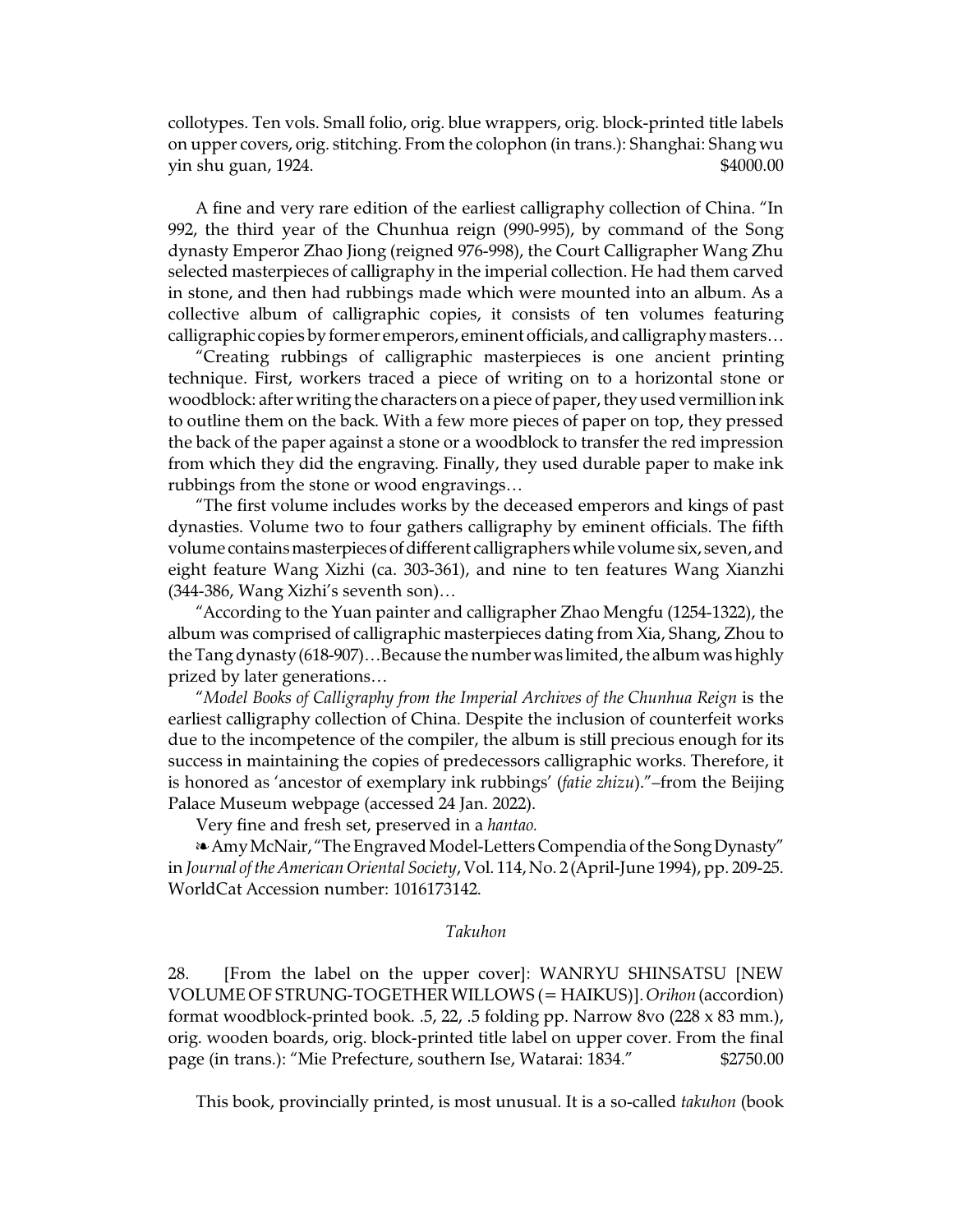collotypes. Ten vols. Small folio, orig. blue wrappers, orig. block-printed title labels on upper covers, orig. stitching. From the colophon (in trans.): Shanghai: Shang wu yin shu guan, 1924. $4000.00

A fine and very rare edition of the earliest calligraphy collection of China. "In 992, the third year of the Chunhua reign (990-995), by command of the Song dynasty Emperor Zhao Jiong (reigned 976-998), the Court Calligrapher Wang Zhu selected masterpieces of calligraphy in the imperial collection. He had them carved in stone, and then had rubbings made which were mounted into an album. As a collective album of calligraphic copies, it consists of ten volumes featuring calligraphic copies by former emperors, eminent officials, and calligraphy masters…

"Creating rubbings of calligraphic masterpieces is one ancient printing technique. First, workers traced a piece of writing on to a horizontal stone or woodblock: after writing the characters on a piece of paper, they used vermillion ink to outline them on the back. With a few more pieces of paper on top, they pressed the back of the paper against a stone or a woodblock to transfer the red impression from which they did the engraving. Finally, they used durable paper to make ink rubbings from the stone or wood engravings…

"The first volume includes works by the deceased emperors and kings of past dynasties. Volume two to four gathers calligraphy by eminent officials. The fifth volume contains masterpieces of different calligraphers while volume six, seven, and eight feature Wang Xizhi (ca. 303-361), and nine to ten features Wang Xianzhi (344-386, Wang Xizhi's seventh son)…

"According to the Yuan painter and calligrapher Zhao Mengfu (1254-1322), the album was comprised of calligraphic masterpieces dating from Xia, Shang, Zhou to the Tang dynasty (618-907)…Because the number was limited, the album was highly prized by later generations…

"*Model Books of Calligraphy from the Imperial Archives of the Chunhua Reign* is the earliest calligraphy collection of China. Despite the inclusion of counterfeit works due to the incompetence of the compiler, the album is still precious enough for its success in maintaining the copies of predecessors calligraphic works. Therefore, it is honored as 'ancestor of exemplary ink rubbings' (*fatie zhizu*)."–from the Beijing Palace Museum webpage (accessed 24 Jan. 2022).

Very fine and fresh set, preserved in a *hantao.*

❧ Amy McNair, "The Engraved Model-Letters Compendia of the Song Dynasty" in *Journal of the American Oriental Society*, Vol. 114, No. 2 (April-June 1994), pp. 209-25. WorldCat Accession number: 1016173142.

### *Takuhon*

28. [From the label on the upper cover]: WANRYU SHINSATSU [NEW VOLUME OF STRUNG-TOGETHER WILLOWS (= HAIKUS)]. *Orihon* (accordion) format woodblock-printed book. .5, 22, .5 folding pp. Narrow 8vo (228 x 83 mm.), orig. wooden boards, orig. block-printed title label on upper cover. From the final page (in trans.): "Mie Prefecture, southern Ise, Watarai: 1834." $2750.00

This book, provincially printed, is most unusual. It is a so-called *takuhon* (book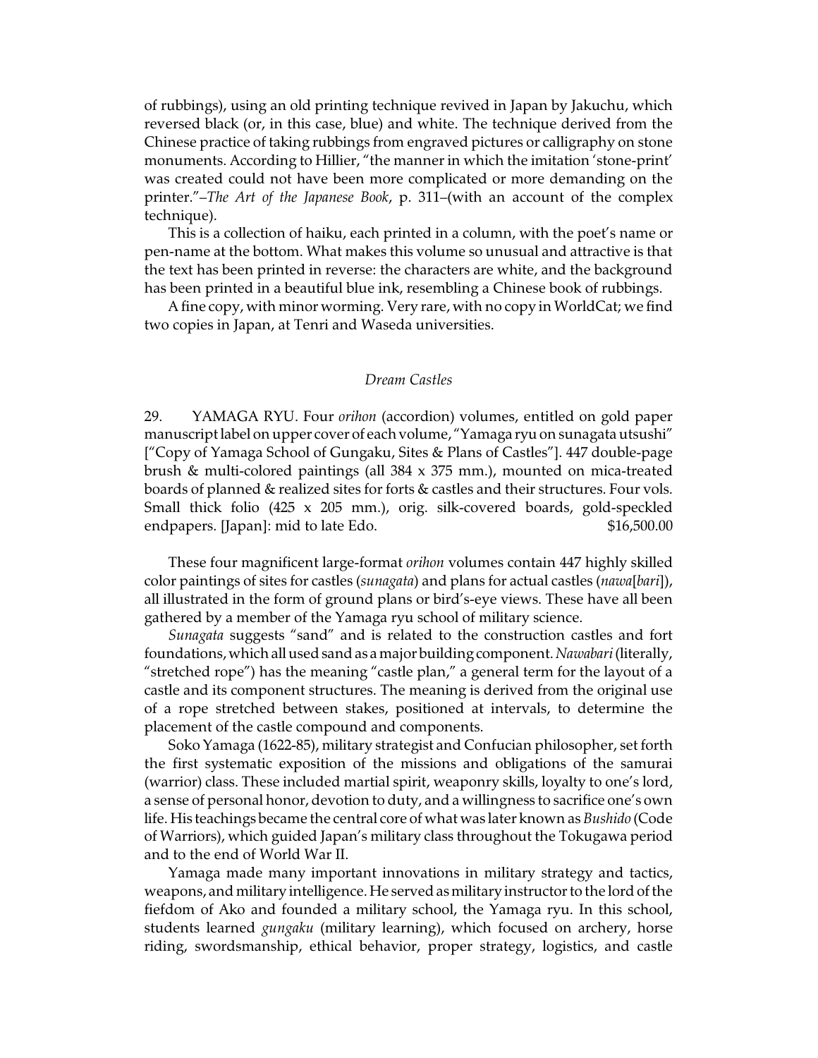of rubbings), using an old printing technique revived in Japan by Jakuchu, which reversed black (or, in this case, blue) and white. The technique derived from the Chinese practice of taking rubbings from engraved pictures or calligraphy on stone monuments. According to Hillier, "the manner in which the imitation 'stone-print' was created could not have been more complicated or more demanding on the printer."–*The Art of the Japanese Book*, p. 311–(with an account of the complex technique).

This is a collection of haiku, each printed in a column, with the poet's name or pen-name at the bottom. What makes this volume so unusual and attractive is that the text has been printed in reverse: the characters are white, and the background has been printed in a beautiful blue ink, resembling a Chinese book of rubbings.

A fine copy, with minor worming. Very rare, with no copy in WorldCat; we find two copies in Japan, at Tenri and Waseda universities.

*Dream Castles*

29. YAMAGA RYU. Four *orihon* (accordion) volumes, entitled on gold paper manuscript label on upper cover of each volume, "Yamaga ryu on sunagata utsushi" ["Copy of Yamaga School of Gungaku, Sites & Plans of Castles"]. 447 double-page brush & multi-colored paintings (all 384 x 375 mm.), mounted on mica-treated boards of planned & realized sites for forts & castles and their structures. Four vols. Small thick folio (425 x 205 mm.), orig. silk-covered boards, gold-speckled endpapers. [Japan]: mid to late Edo. $16,500.00

These four magnificent large-format *orihon* volumes contain 447 highly skilled color paintings of sites for castles (*sunagata*) and plans for actual castles (*nawa*[*bari*]), all illustrated in the form of ground plans or bird's-eye views. These have all been gathered by a member of the Yamaga ryu school of military science.

*Sunagata* suggests "sand" and is related to the construction castles and fort foundations, which all used sand as a major building component. *Nawabari* (literally, "stretched rope") has the meaning "castle plan," a general term for the layout of a castle and its component structures. The meaning is derived from the original use of a rope stretched between stakes, positioned at intervals, to determine the placement of the castle compound and components.

Soko Yamaga (1622-85), military strategist and Confucian philosopher, set forth the first systematic exposition of the missions and obligations of the samurai (warrior) class. These included martial spirit, weaponry skills, loyalty to one's lord, a sense of personal honor, devotion to duty, and a willingness to sacrifice one's own life. His teachings became the central core of what was later known as *Bushido* (Code of Warriors), which guided Japan's military class throughout the Tokugawa period and to the end of World War II.

Yamaga made many important innovations in military strategy and tactics, weapons, and military intelligence. He served as military instructor to the lord of the fiefdom of Ako and founded a military school, the Yamaga ryu. In this school, students learned *gungaku* (military learning), which focused on archery, horse riding, swordsmanship, ethical behavior, proper strategy, logistics, and castle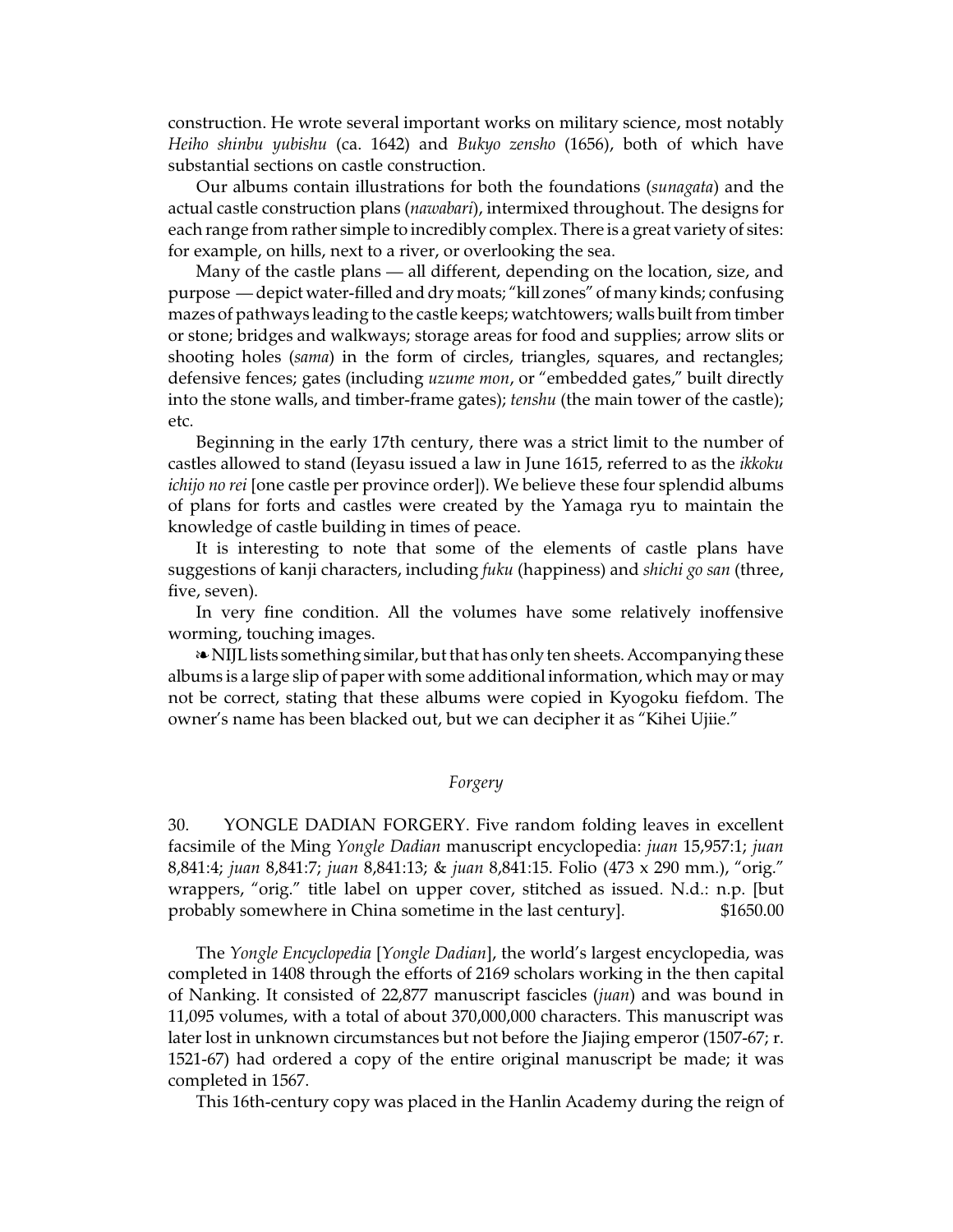construction. He wrote several important works on military science, most notably *Heiho shinbu yubishu* (ca. 1642) and *Bukyo zensho* (1656), both of which have substantial sections on castle construction.

Our albums contain illustrations for both the foundations (*sunagata*) and the actual castle construction plans (*nawabari*), intermixed throughout. The designs for each range from rather simple to incredibly complex. There is a great variety of sites: for example, on hills, next to a river, or overlooking the sea.

Many of the castle plans — all different, depending on the location, size, and purpose — depict water-filled and dry moats; "kill zones" of many kinds; confusing mazes of pathways leading to the castle keeps; watchtowers; walls built from timber or stone; bridges and walkways; storage areas for food and supplies; arrow slits or shooting holes (*sama*) in the form of circles, triangles, squares, and rectangles; defensive fences; gates (including *uzume mon*, or "embedded gates," built directly into the stone walls, and timber-frame gates); *tenshu* (the main tower of the castle); etc.

Beginning in the early 17th century, there was a strict limit to the number of castles allowed to stand (Ieyasu issued a law in June 1615, referred to as the *ikkoku ichijo no rei* [one castle per province order]). We believe these four splendid albums of plans for forts and castles were created by the Yamaga ryu to maintain the knowledge of castle building in times of peace.

It is interesting to note that some of the elements of castle plans have suggestions of kanji characters, including *fuku* (happiness) and *shichi go san* (three, five, seven).

In very fine condition. All the volumes have some relatively inoffensive worming, touching images.

❧ NIJL lists something similar, but that has only ten sheets. Accompanying these albums is a large slip of paper with some additional information, which may or may not be correct, stating that these albums were copied in Kyogoku fiefdom. The owner's name has been blacked out, but we can decipher it as "Kihei Ujiie."

### *Forgery*

30. YONGLE DADIAN FORGERY. Five random folding leaves in excellent facsimile of the Ming *Yongle Dadian* manuscript encyclopedia: *juan* 15,957:1; *juan* 8,841:4; *juan* 8,841:7; *juan* 8,841:13; & *juan* 8,841:15. Folio (473 x 290 mm.), "orig." wrappers, "orig." title label on upper cover, stitched as issued. N.d.: n.p. [but probably somewhere in China sometime in the last century]. $1650.00

The *Yongle Encyclopedia* [*Yongle Dadian*], the world's largest encyclopedia, was completed in 1408 through the efforts of 2169 scholars working in the then capital of Nanking. It consisted of 22,877 manuscript fascicles (*juan*) and was bound in 11,095 volumes, with a total of about 370,000,000 characters. This manuscript was later lost in unknown circumstances but not before the Jiajing emperor (1507-67; r. 1521-67) had ordered a copy of the entire original manuscript be made; it was completed in 1567.

This 16th-century copy was placed in the Hanlin Academy during the reign of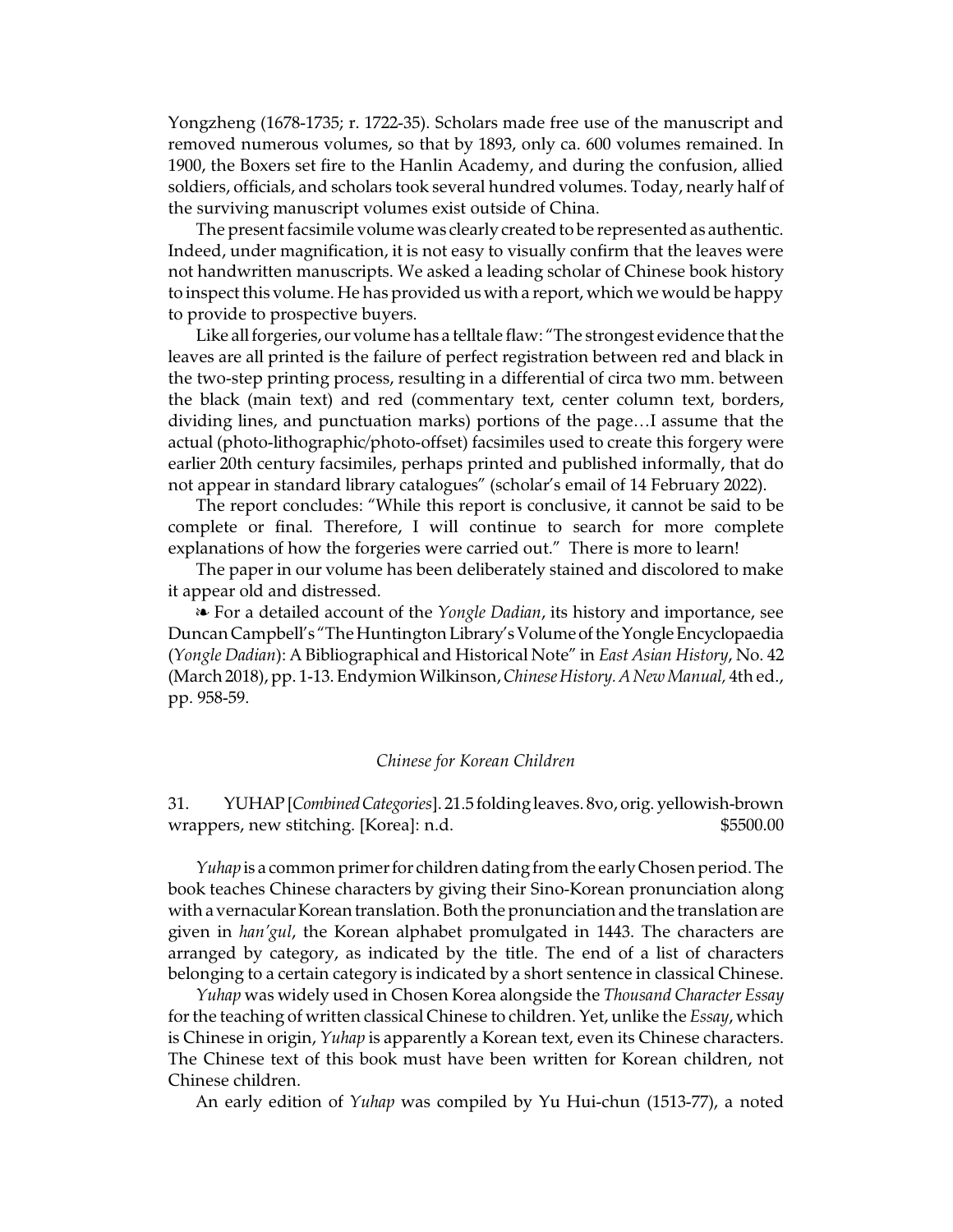Yongzheng (1678-1735; r. 1722-35). Scholars made free use of the manuscript and removed numerous volumes, so that by 1893, only ca. 600 volumes remained. In 1900, the Boxers set fire to the Hanlin Academy, and during the confusion, allied soldiers, officials, and scholars took several hundred volumes. Today, nearly half of the surviving manuscript volumes exist outside of China.

The present facsimile volume was clearly created to be represented as authentic. Indeed, under magnification, it is not easy to visually confirm that the leaves were not handwritten manuscripts. We asked a leading scholar of Chinese book history to inspect this volume. He has provided us with a report, which we would be happy to provide to prospective buyers.

Like all forgeries, our volume has a telltale flaw: "The strongest evidence that the leaves are all printed is the failure of perfect registration between red and black in the two-step printing process, resulting in a differential of circa two mm. between the black (main text) and red (commentary text, center column text, borders, dividing lines, and punctuation marks) portions of the page…I assume that the actual (photo-lithographic/photo-offset) facsimiles used to create this forgery were earlier 20th century facsimiles, perhaps printed and published informally, that do not appear in standard library catalogues" (scholar's email of 14 February 2022).

The report concludes: "While this report is conclusive, it cannot be said to be complete or final. Therefore, I will continue to search for more complete explanations of how the forgeries were carried out." There is more to learn!

The paper in our volume has been deliberately stained and discolored to make it appear old and distressed.

❧ For a detailed account of the *Yongle Dadian*, its history and importance, see Duncan Campbell's "The Huntington Library's Volume of the Yongle Encyclopaedia (*Yongle Dadian*): A Bibliographical and Historical Note" in *East Asian History*, No. 42 (March 2018), pp. 1-13. Endymion Wilkinson, *Chinese History. A New Manual*, 4th ed., pp. 958-59.

### *Chinese for Korean Children*

31. YUHAP [*Combined Categories*]. 21.5 folding leaves. 8vo, orig. yellowish-brown wrappers, new stitching. [Korea]: n.d. $5500.00

*Yuhap* is a common primer for children dating from the early Chosen period. The book teaches Chinese characters by giving their Sino-Korean pronunciation along with a vernacular Korean translation. Both the pronunciation and the translation are given in *han'gul*, the Korean alphabet promulgated in 1443. The characters are arranged by category, as indicated by the title. The end of a list of characters belonging to a certain category is indicated by a short sentence in classical Chinese.

*Yuhap* was widely used in Chosen Korea alongside the *Thousand Character Essay* for the teaching of written classical Chinese to children. Yet, unlike the *Essay*, which is Chinese in origin, *Yuhap* is apparently a Korean text, even its Chinese characters. The Chinese text of this book must have been written for Korean children, not Chinese children.

An early edition of *Yuhap* was compiled by Yu Hui-chun (1513-77), a noted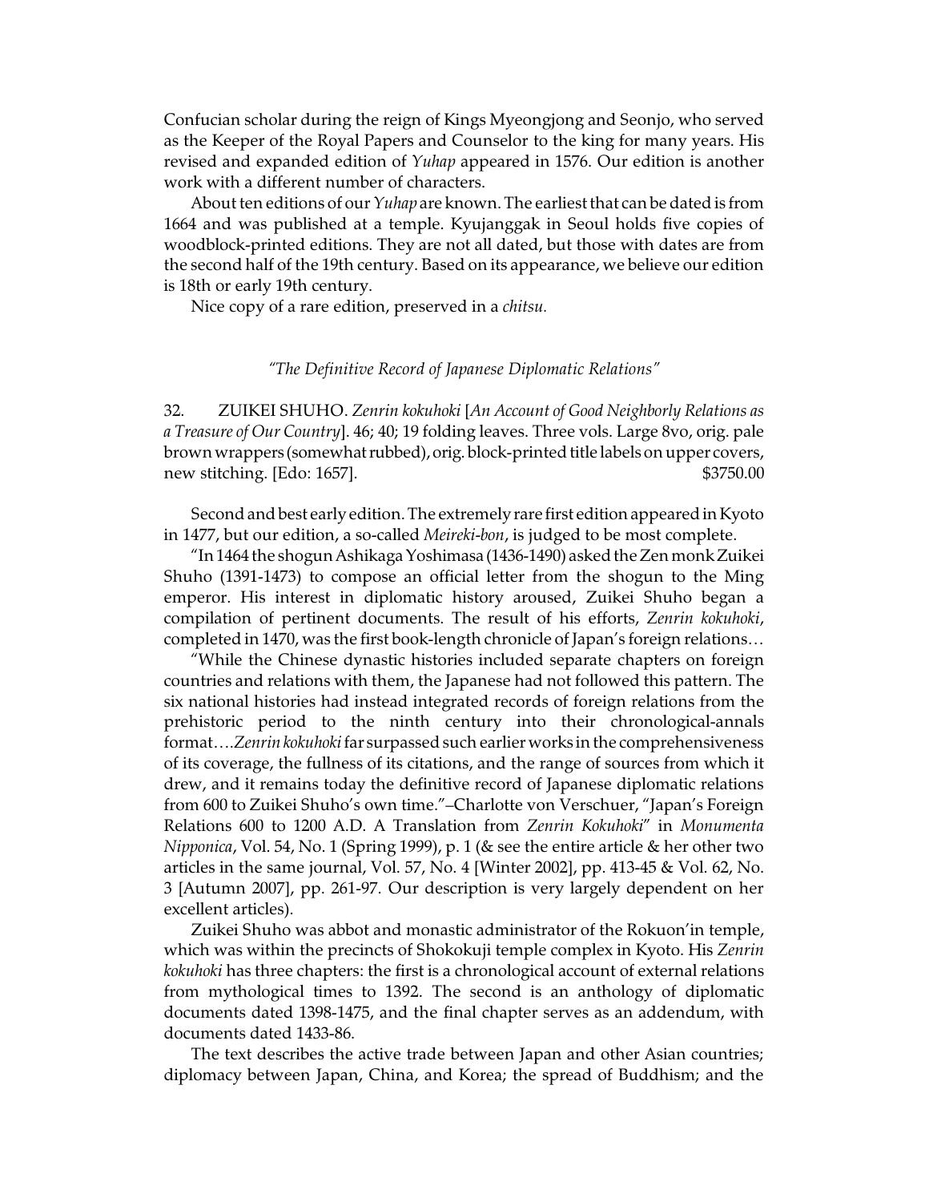Confucian scholar during the reign of Kings Myeongjong and Seonjo, who served as the Keeper of the Royal Papers and Counselor to the king for many years. His revised and expanded edition of *Yuhap* appeared in 1576. Our edition is another work with a different number of characters.

About ten editions of our *Yuhap* are known. The earliest that can be dated is from 1664 and was published at a temple. Kyujanggak in Seoul holds five copies of woodblock-printed editions. They are not all dated, but those with dates are from the second half of the 19th century. Based on its appearance, we believe our edition is 18th or early 19th century.

Nice copy of a rare edition, preserved in a *chitsu.*

*"The Definitive Record of Japanese Diplomatic Relations"*

32. ZUIKEI SHUHO. *Zenrin kokuhoki* [*An Account of Good Neighborly Relations as a Treasure of Our Country*]. 46; 40; 19 folding leaves. Three vols. Large 8vo, orig. pale brown wrappers (somewhat rubbed), orig. block-printed title labels on upper covers, new stitching. [Edo: 1657]. $3750.00

Second and best early edition. The extremely rare first edition appeared in Kyoto in 1477, but our edition, a so-called *Meireki-bon*, is judged to be most complete.

"In 1464 the shogun Ashikaga Yoshimasa (1436-1490) asked the Zen monk Zuikei Shuho (1391-1473) to compose an official letter from the shogun to the Ming emperor. His interest in diplomatic history aroused, Zuikei Shuho began a compilation of pertinent documents. The result of his efforts, *Zenrin kokuhoki*, completed in 1470, was the first book-length chronicle of Japan's foreign relations…

"While the Chinese dynastic histories included separate chapters on foreign countries and relations with them, the Japanese had not followed this pattern. The six national histories had instead integrated records of foreign relations from the prehistoric period to the ninth century into their chronological-annals format….*Zenrin kokuhoki* far surpassed such earlier works in the comprehensiveness of its coverage, the fullness of its citations, and the range of sources from which it drew, and it remains today the definitive record of Japanese diplomatic relations from 600 to Zuikei Shuho's own time."–Charlotte von Verschuer, "Japan's Foreign Relations 600 to 1200 A.D. A Translation from *Zenrin Kokuhoki*" in *Monumenta Nipponica*, Vol. 54, No. 1 (Spring 1999), p. 1 (& see the entire article & her other two articles in the same journal, Vol. 57, No. 4 [Winter 2002], pp. 413-45 & Vol. 62, No. 3 [Autumn 2007], pp. 261-97. Our description is very largely dependent on her excellent articles).

Zuikei Shuho was abbot and monastic administrator of the Rokuon'in temple, which was within the precincts of Shokokuji temple complex in Kyoto. His *Zenrin kokuhoki* has three chapters: the first is a chronological account of external relations from mythological times to 1392. The second is an anthology of diplomatic documents dated 1398-1475, and the final chapter serves as an addendum, with documents dated 1433-86.

The text describes the active trade between Japan and other Asian countries; diplomacy between Japan, China, and Korea; the spread of Buddhism; and the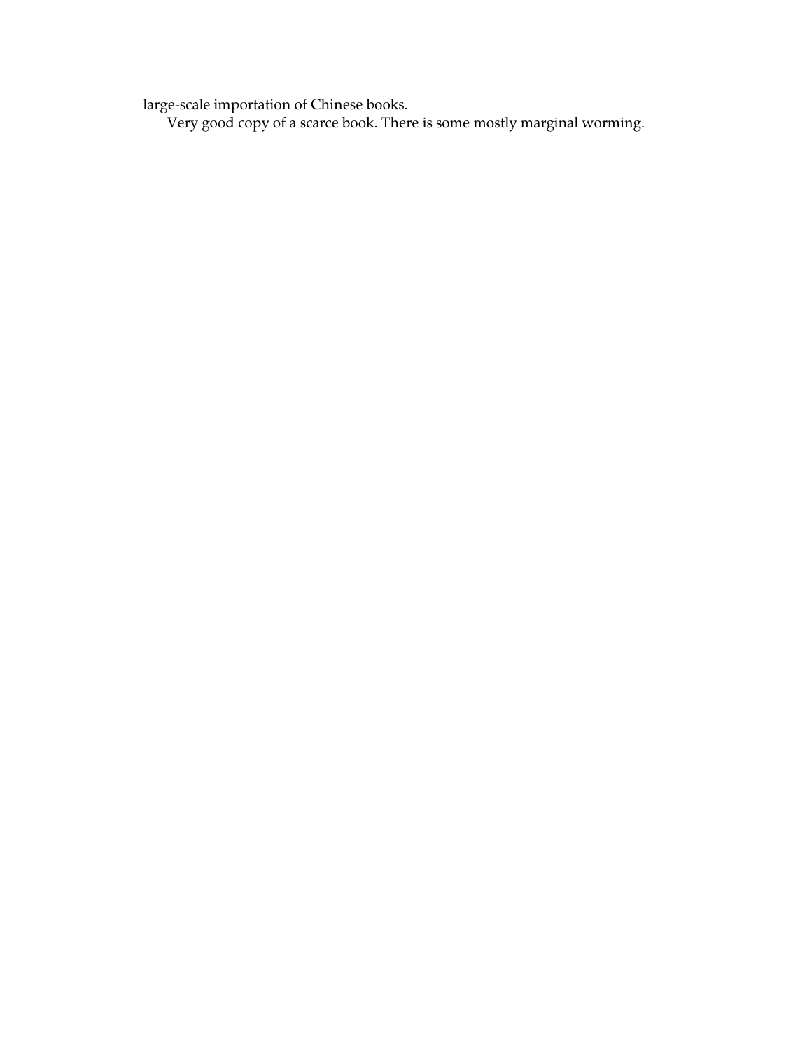large-scale importation of Chinese books.

Very good copy of a scarce book. There is some mostly marginal worming.